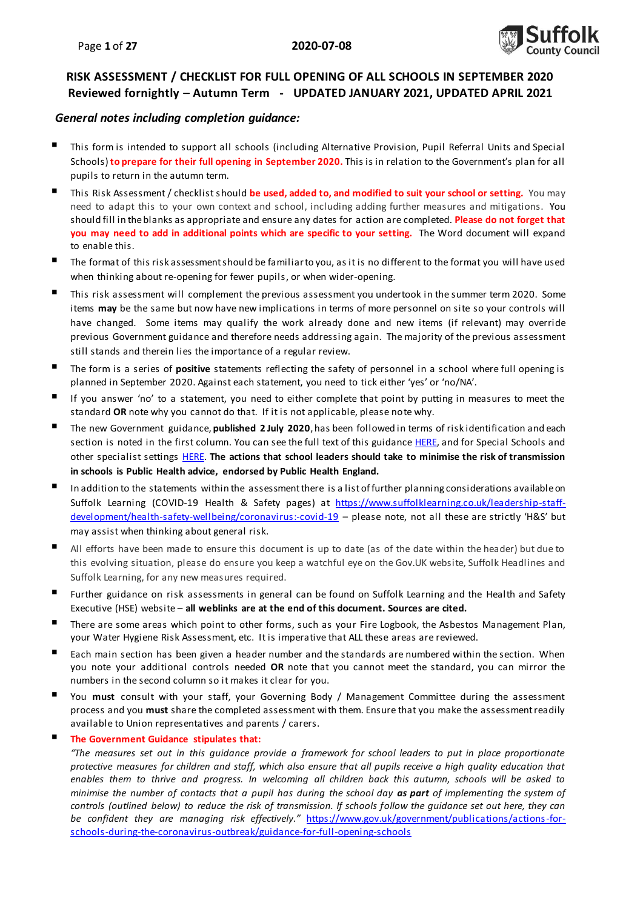# RISK ASSESSMENT / CHECKLIST FOR FULL OPENING OF ALL SCHOOLS IN SEPTEMBER 2020

## Reviewed fornightly – Autumn Term - UPDATED JANUARY 2021, UPDATED APRIL 2021

### *General notes including completion guidance:*

- This form is intended to support all schools (including Alternative Provision, Pupil Referral Units and Special Schools) **to prepare for their full opening in September 2020.** This is in relation to the Government's plan for all pupils to return in the autumn term.
- This Risk Assessment / checklist should **be used, added to, and modified to suit your school or setting.** You may need to adapt this to your own context and school, including adding further measures and mitigations. You should fill in the blanks as appropriate and ensure any dates for action are completed. **Please do not forget that you may need to add in additional points which are specific to your setting.** The Word document will expand to enable this.
- The format of this risk assessment should be familiar to you, as it is no different to the format you will have used when thinking about re-opening for fewer pupils, or when wider-opening.
- This risk assessment will complement the previous assessment you undertook in the summer term 2020. Some items **may** be the same but now have new implications in terms of more personnel on site so your controls will have changed. Some items may qualify the work already done and new items (if relevant) may override previous Government guidance and therefore needs addressing again. The majority of the previous assessment still stands and therein lies the importance of a regular review.
- The form is a series of **positive** statements reflecting the safety of personnel in a school where full opening is planned in September 2020. Against each statement, you need to tick either 'yes' or 'no/NA'.
- If you answer 'no' to a statement, you need to either complete that point by putting in measures to meet the standard **OR** note why you cannot do that. If it is not applicable, please note why.
- The new Government guidance, **published 2 July 2020**, has been followed in terms of risk identification and each section is noted in the first column. You can see the full text of this guidance HERE, and for Special Schools and other specialist settings HERE. **The actions that school leaders should take to minimise the risk of transmission in schools is Public Health advice, endorsed by Public Health England.**
- In addition to the statements within the assessment there is a list of further planning considerations available on Suffolk Learning (COVID-19 Health & Safety pages) at https://www.suffolklearning.co.uk/leadership-staff-development/health-safety-wellbeing/coronavirus:-covid-19 – please note, not all these are strictly 'H&S' but may assist when thinking about general risk.
- All efforts have been made to ensure this document is up to date (as of the date within the header) but due to this evolving situation, please do ensure you keep a watchful eye on the Gov.UK website, Suffolk Headlines and Suffolk Learning, for any new measures required.
- Further guidance on risk assessments in general can be found on Suffolk Learning and the Health and Safety Executive (HSE) website – **all weblinks are at the end of this document. Sources are cited.**
- There are some areas which point to other forms, such as your Fire Logbook, the Asbestos Management Plan, your Water Hygiene Risk Assessment, etc. It is imperative that ALL these areas are reviewed.
- Each main section has been given a header number and the standards are numbered within the section. When you note your additional controls needed **OR** note that you cannot meet the standard, you can mirror the numbers in the second column so it makes it clear for you.
- You **must** consult with your staff, your Governing Body / Management Committee during the assessment process and you **must** share the completed assessment with them. Ensure that you make the assessment readily available to Union representatives and parents / carers.
- **The Government Guidance stipulates that:**
  *"The measures set out in this guidance provide a framework for school leaders to put in place proportionate protective measures for children and staff, which also ensure that all pupils receive a high quality education that enables them to thrive and progress. In welcoming all children back this autumn, schools will be asked to minimise the number of contacts that a pupil has during the school day **as part** of implementing the system of controls (outlined below) to reduce the risk of transmission. If schools follow the guidance set out here, they can be confident they are managing risk effectively."* https://www.gov.uk/government/publications/actions-for-schools-during-the-coronavirus-outbreak/guidance-for-full-opening-schools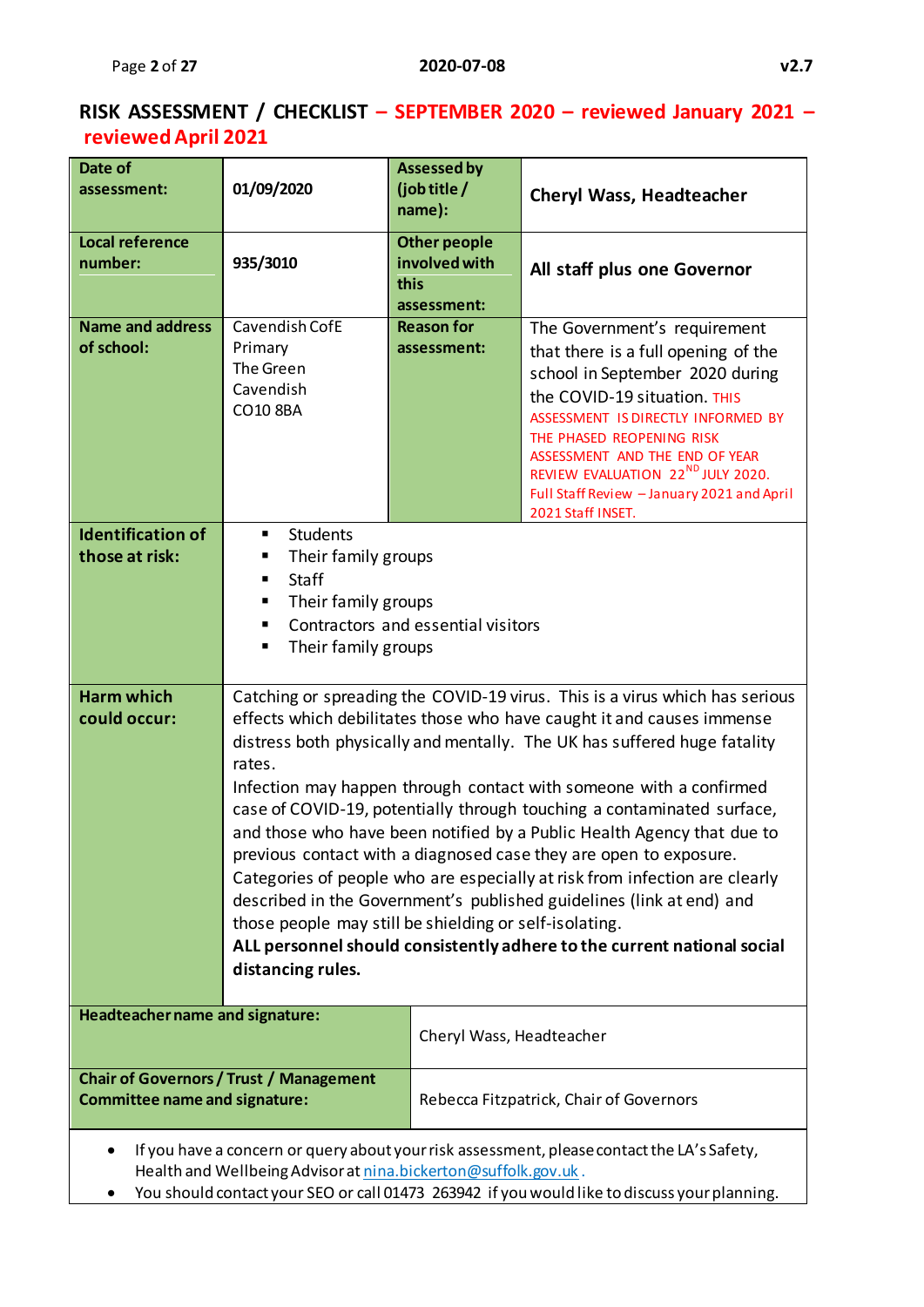# RISK ASSESSMENT / CHECKLIST – SEPTEMBER 2020 – reviewed January 2021 – reviewed April 2021

| | | | |
|---|---|---|---|
| **Date of assessment:** | **01/09/2020** | **Assessed by (job title / name):** | **Cheryl Wass, Headteacher** |
| **Local reference number:** | **935/3010** | **Other people involved with this assessment:** | **All staff plus one Governor** |
| **Name and address of school:** | Cavendish CofE Primary<br>The Green<br>Cavendish<br>CO10 8BA | **Reason for assessment:** | The Government's requirement that there is a full opening of the school in September 2020 during the COVID-19 situation. THIS ASSESSMENT IS DIRECTLY INFORMED BY THE PHASED REOPENING RISK ASSESSMENT AND THE END OF YEAR REVIEW EVALUATION 22ND JULY 2020. Full Staff Review – January 2021 and April 2021 Staff INSET. |
| **Identification of those at risk:** | ▪ Students<br>▪ Their family groups<br>▪ Staff<br>▪ Their family groups<br>▪ Contractors and essential visitors<br>▪ Their family groups | | |
| **Harm which could occur:** | Catching or spreading the COVID-19 virus. This is a virus which has serious effects which debilitates those who have caught it and causes immense distress both physically and mentally. The UK has suffered huge fatality rates.<br>Infection may happen through contact with someone with a confirmed case of COVID-19, potentially through touching a contaminated surface, and those who have been notified by a Public Health Agency that due to previous contact with a diagnosed case they are open to exposure.<br>Categories of people who are especially at risk from infection are clearly described in the Government's published guidelines (link at end) and those people may still be shielding or self-isolating.<br>**ALL personnel should consistently adhere to the current national social distancing rules.** | | |

| | |
|---|---|
| **Headteacher name and signature:** | Cheryl Wass, Headteacher |
| **Chair of Governors / Trust / Management Committee name and signature:** | Rebecca Fitzpatrick, Chair of Governors |

- If you have a concern or query about your risk assessment, please contact the LA's Safety, Health and Wellbeing Advisor at nina.bickerton@suffolk.gov.uk.
- You should contact your SEO or call 01473 263942 if you would like to discuss your planning.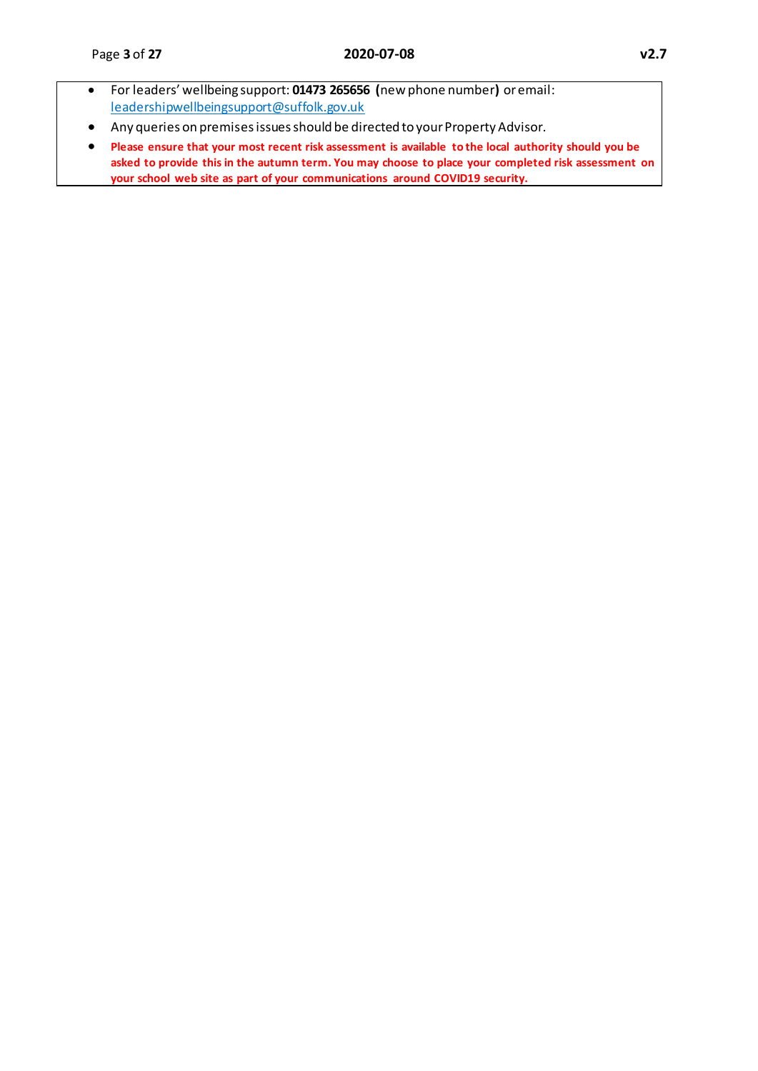- For leaders' wellbeing support: **01473 265656** (new phone number**)** or email: leadershipwellbeingsupport@suffolk.gov.uk
- Any queries on premises issues should be directed to your Property Advisor.
- **Please ensure that your most recent risk assessment is available to the local authority should you be asked to provide this in the autumn term. You may choose to place your completed risk assessment on your school web site as part of your communications around COVID19 security.**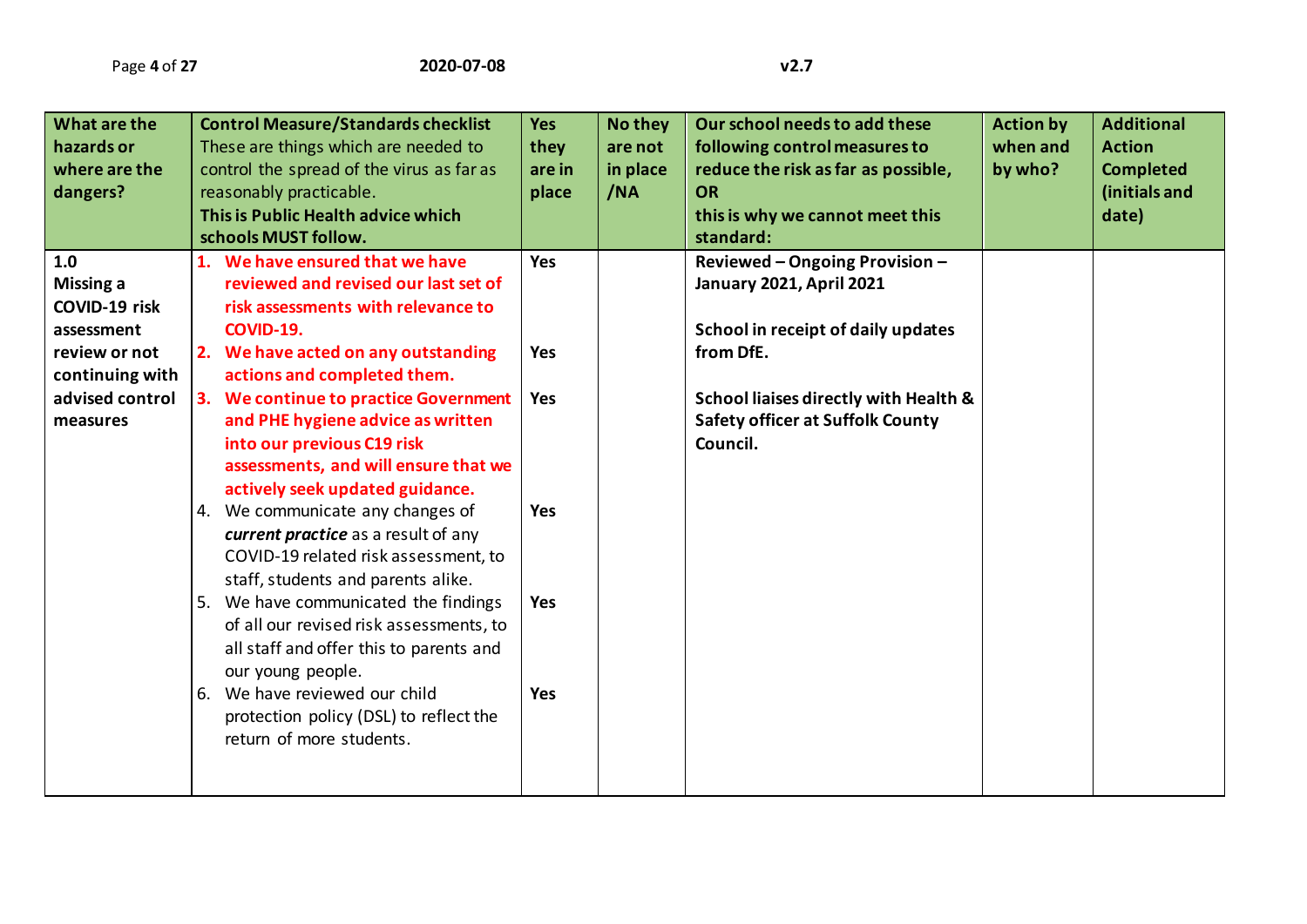| What are the hazards or where are the dangers? | Control Measure/Standards checklist<br>These are things which are needed to control the spread of the virus as far as reasonably practicable.<br>**This is Public Health advice which schools MUST follow.** | Yes they are in place | No they are not in place /NA | Our school needs to add these following control measures to reduce the risk as far as possible, OR this is why we cannot meet this standard: | Action by when and by who? | Additional Action Completed (initials and date) |
|---|---|---|---|---|---|---|
| **1.0 Missing a COVID-19 risk assessment review or not continuing with advised control measures** | **1. We have ensured that we have reviewed and revised our last set of risk assessments with relevance to COVID-19.** | **Yes** | | **Reviewed – Ongoing Provision – January 2021, April 2021**<br><br>**School in receipt of daily updates from DfE.**<br><br>**School liaises directly with Health & Safety officer at Suffolk County Council.** | | |
| | **2. We have acted on any outstanding actions and completed them.** | **Yes** | | | | |
| | **3. We continue to practice Government and PHE hygiene advice as written into our previous C19 risk assessments, and will ensure that we actively seek updated guidance.** | **Yes** | | | | |
| | 4. We communicate any changes of ***current practice*** as a result of any COVID-19 related risk assessment, to staff, students and parents alike. | **Yes** | | | | |
| | 5. We have communicated the findings of all our revised risk assessments, to all staff and offer this to parents and our young people. | **Yes** | | | | |
| | 6. We have reviewed our child protection policy (DSL) to reflect the return of more students. | **Yes** | | | | |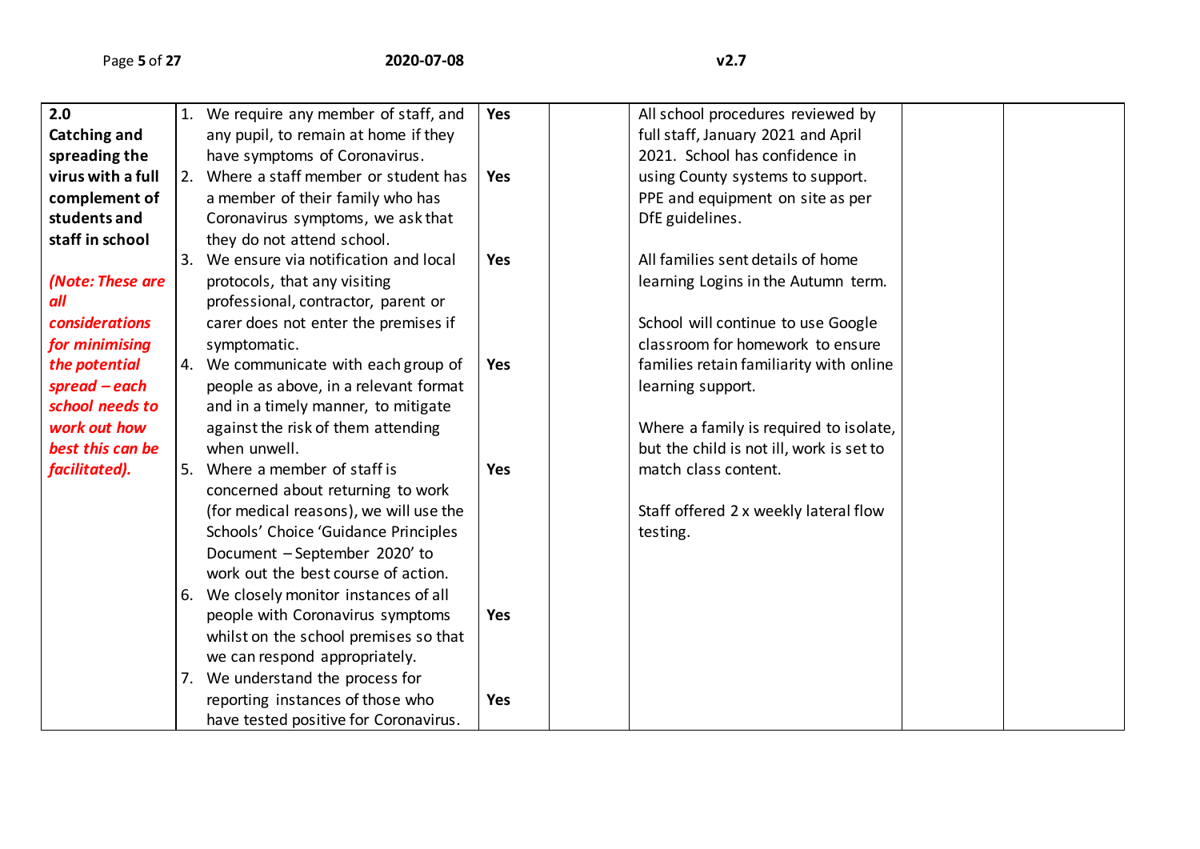| | | | | | | |
|---|---|---|---|---|---|---|
| **2.0 Catching and spreading the virus with a full complement of students and staff in school**<br><br>***(Note: These are all considerations for minimising the potential spread – each school needs to work out how best this can be facilitated).*** | 1. We require any member of staff, and any pupil, to remain at home if they have symptoms of Coronavirus. | **Yes** | | All school procedures reviewed by full staff, January 2021 and April 2021. School has confidence in using County systems to support. PPE and equipment on site as per DfE guidelines.<br><br>All families sent details of home learning Logins in the Autumn term.<br><br>School will continue to use Google classroom for homework to ensure families retain familiarity with online learning support.<br><br>Where a family is required to isolate, but the child is not ill, work is set to match class content.<br><br>Staff offered 2 x weekly lateral flow testing. | | |
| | 2. Where a staff member or student has a member of their family who has Coronavirus symptoms, we ask that they do not attend school. | **Yes** | | | | |
| | 3. We ensure via notification and local protocols, that any visiting professional, contractor, parent or carer does not enter the premises if symptomatic. | **Yes** | | | | |
| | 4. We communicate with each group of people as above, in a relevant format and in a timely manner, to mitigate against the risk of them attending when unwell. | **Yes** | | | | |
| | 5. Where a member of staff is concerned about returning to work (for medical reasons), we will use the Schools' Choice 'Guidance Principles Document – September 2020' to work out the best course of action. | **Yes** | | | | |
| | 6. We closely monitor instances of all people with Coronavirus symptoms whilst on the school premises so that we can respond appropriately. | **Yes** | | | | |
| | 7. We understand the process for reporting instances of those who have tested positive for Coronavirus. | **Yes** | | | | |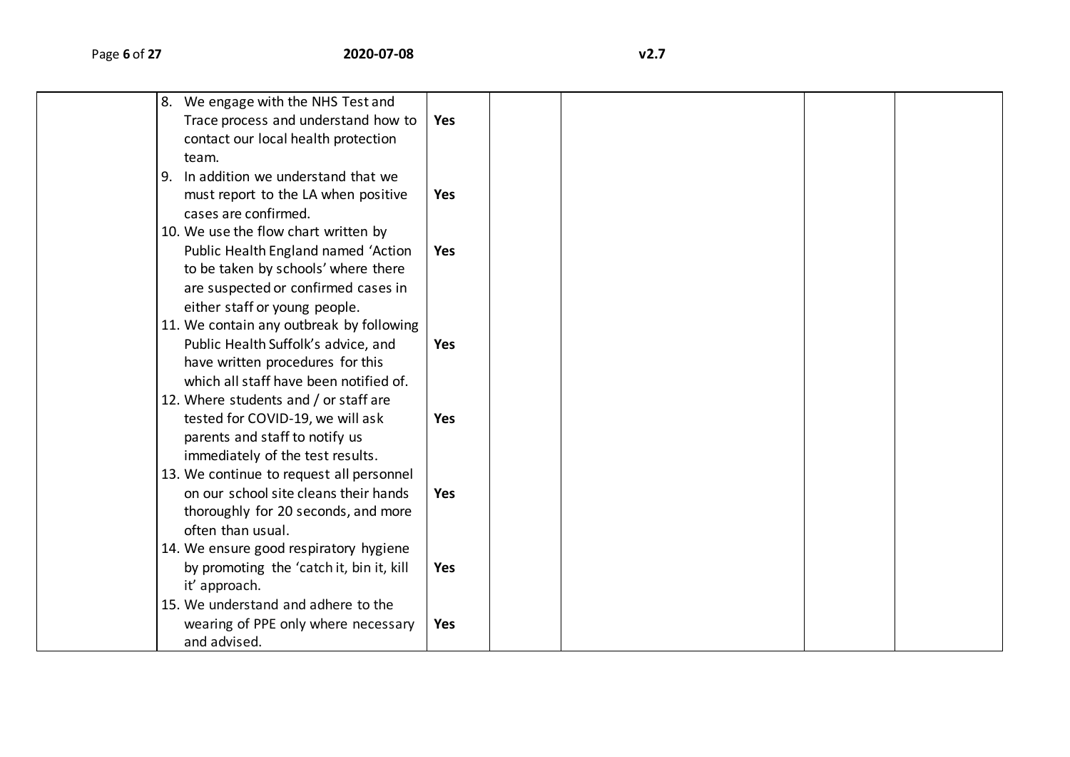| | | | | | |
|---|---|---|---|---|---|
| | 8. We engage with the NHS Test and Trace process and understand how to contact our local health protection team. | Yes | | | |
| | 9. In addition we understand that we must report to the LA when positive cases are confirmed. | Yes | | | |
| | 10. We use the flow chart written by Public Health England named 'Action to be taken by schools' where there are suspected or confirmed cases in either staff or young people. | Yes | | | |
| | 11. We contain any outbreak by following Public Health Suffolk's advice, and have written procedures for this which all staff have been notified of. | Yes | | | |
| | 12. Where students and / or staff are tested for COVID-19, we will ask parents and staff to notify us immediately of the test results. | Yes | | | |
| | 13. We continue to request all personnel on our school site cleans their hands thoroughly for 20 seconds, and more often than usual. | Yes | | | |
| | 14. We ensure good respiratory hygiene by promoting the 'catch it, bin it, kill it' approach. | Yes | | | |
| | 15. We understand and adhere to the wearing of PPE only where necessary and advised. | Yes | | | |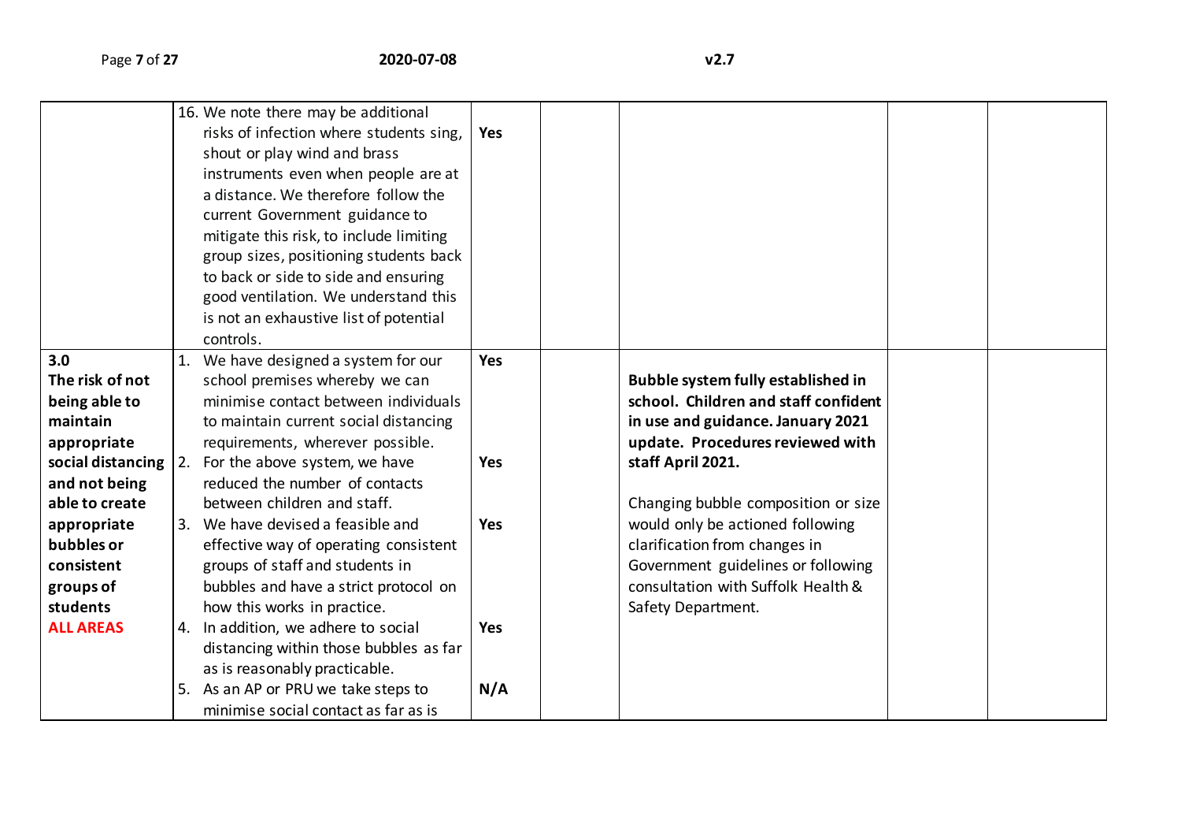| | | | | | | |
|---|---|---|---|---|---|---|
| | 16. We note there may be additional risks of infection where students sing, shout or play wind and brass instruments even when people are at a distance. We therefore follow the current Government guidance to mitigate this risk, to include limiting group sizes, positioning students back to back or side to side and ensuring good ventilation. We understand this is not an exhaustive list of potential controls. | **Yes** | | | | |
| **3.0 The risk of not being able to maintain appropriate social distancing and not being able to create appropriate bubbles or consistent groups of students** **ALL AREAS** | 1. We have designed a system for our school premises whereby we can minimise contact between individuals to maintain current social distancing requirements, wherever possible.<br>2. For the above system, we have reduced the number of contacts between children and staff.<br>3. We have devised a feasible and effective way of operating consistent groups of staff and students in bubbles and have a strict protocol on how this works in practice.<br>4. In addition, we adhere to social distancing within those bubbles as far as is reasonably practicable.<br>5. As an AP or PRU we take steps to minimise social contact as far as is | **Yes**<br>**Yes**<br>**Yes**<br>**Yes**<br>**N/A** | | **Bubble system fully established in school. Children and staff confident in use and guidance. January 2021 update. Procedures reviewed with staff April 2021.**<br><br>Changing bubble composition or size would only be actioned following clarification from changes in Government guidelines or following consultation with Suffolk Health & Safety Department. | | |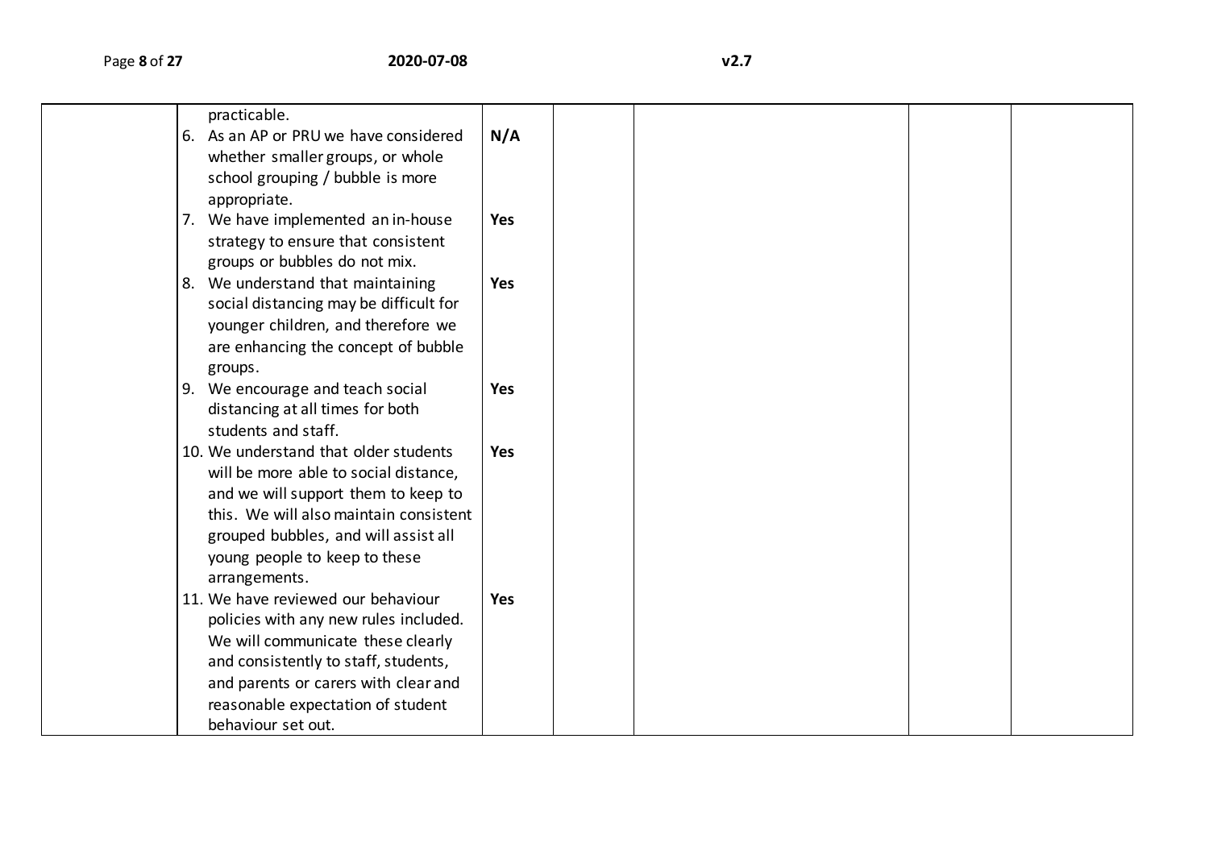| | | | | | | |
|---|---|---|---|---|---|---|
| | practicable.<br>6. As an AP or PRU we have considered whether smaller groups, or whole school grouping / bubble is more appropriate.<br>7. We have implemented an in-house strategy to ensure that consistent groups or bubbles do not mix.<br>8. We understand that maintaining social distancing may be difficult for younger children, and therefore we are enhancing the concept of bubble groups.<br>9. We encourage and teach social distancing at all times for both students and staff.<br>10. We understand that older students will be more able to social distance, and we will support them to keep to this. We will also maintain consistent grouped bubbles, and will assist all young people to keep to these arrangements.<br>11. We have reviewed our behaviour policies with any new rules included. We will communicate these clearly and consistently to staff, students, and parents or carers with clear and reasonable expectation of student behaviour set out. | **N/A**<br><br><br><br>**Yes**<br><br><br>**Yes**<br><br><br><br><br>**Yes**<br><br><br>**Yes**<br><br><br><br><br><br><br>**Yes** | | | | |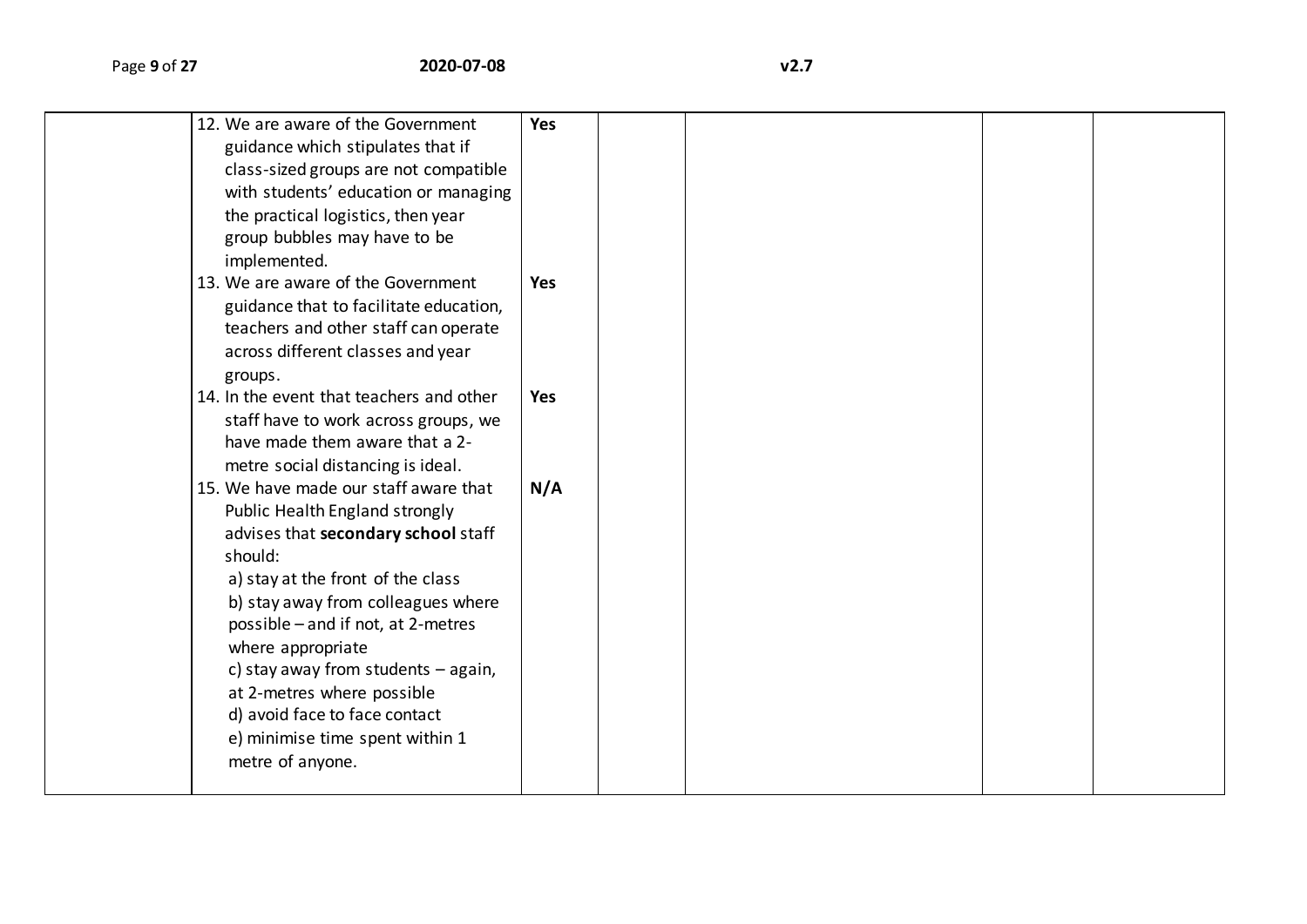| | | | | | | |
|---|---|---|---|---|---|---|
| | 12. We are aware of the Government guidance which stipulates that if class-sized groups are not compatible with students' education or managing the practical logistics, then year group bubbles may have to be implemented.<br>13. We are aware of the Government guidance that to facilitate education, teachers and other staff can operate across different classes and year groups.<br>14. In the event that teachers and other staff have to work across groups, we have made them aware that a 2-metre social distancing is ideal.<br>15. We have made our staff aware that Public Health England strongly advises that **secondary school** staff should:<br>a) stay at the front of the class<br>b) stay away from colleagues where possible – and if not, at 2-metres where appropriate<br>c) stay away from students – again, at 2-metres where possible<br>d) avoid face to face contact<br>e) minimise time spent within 1 metre of anyone. | **Yes**<br><br><br><br><br><br>**Yes**<br><br><br><br>**Yes**<br><br><br>**N/A** | | | | |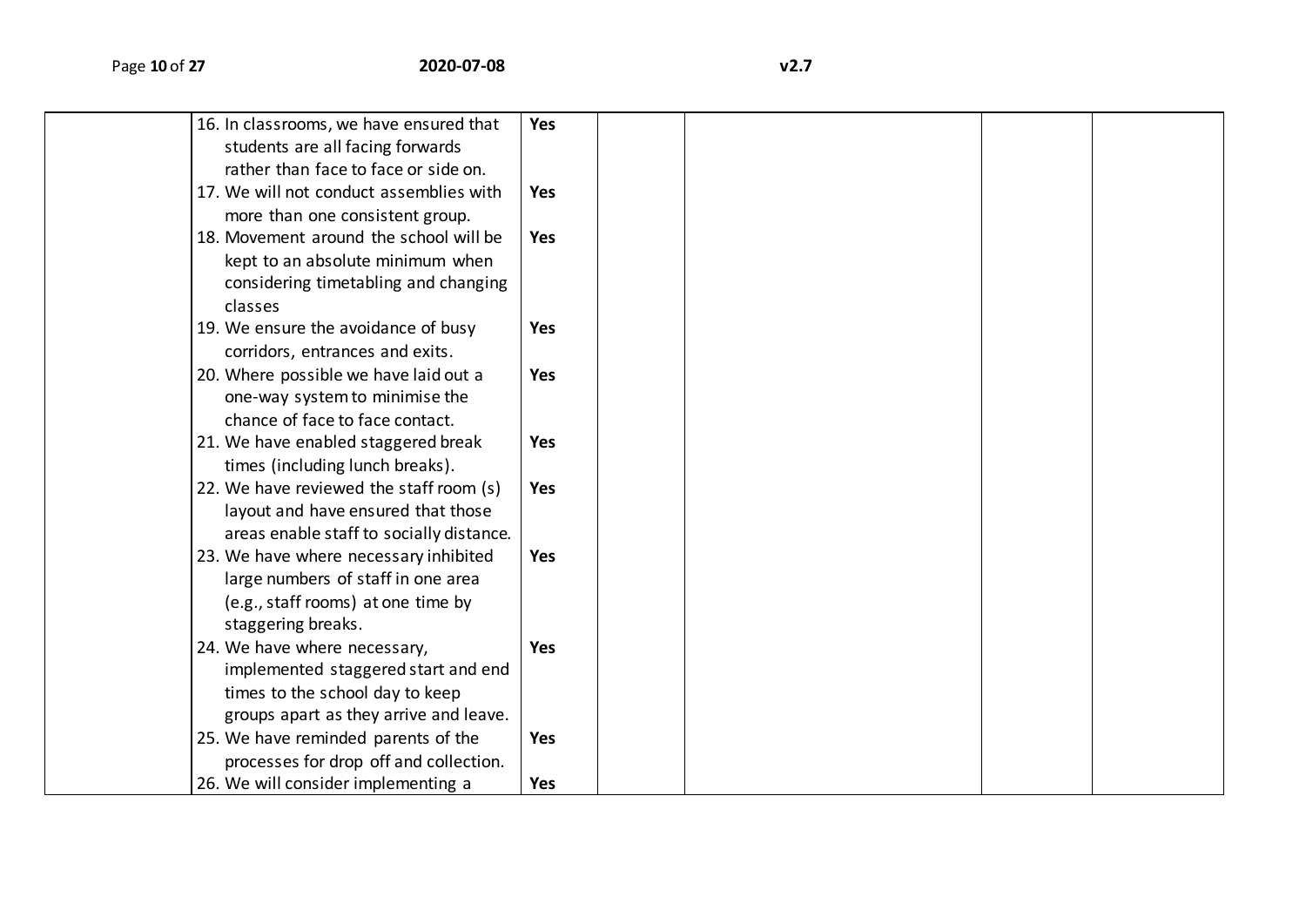| | | | | | | |
|---|---|---|---|---|---|---|
| | 16. In classrooms, we have ensured that students are all facing forwards rather than face to face or side on. | **Yes** | | | | |
| | 17. We will not conduct assemblies with more than one consistent group. | **Yes** | | | | |
| | 18. Movement around the school will be kept to an absolute minimum when considering timetabling and changing classes | **Yes** | | | | |
| | 19. We ensure the avoidance of busy corridors, entrances and exits. | **Yes** | | | | |
| | 20. Where possible we have laid out a one-way system to minimise the chance of face to face contact. | **Yes** | | | | |
| | 21. We have enabled staggered break times (including lunch breaks). | **Yes** | | | | |
| | 22. We have reviewed the staff room (s) layout and have ensured that those areas enable staff to socially distance. | **Yes** | | | | |
| | 23. We have where necessary inhibited large numbers of staff in one area (e.g., staff rooms) at one time by staggering breaks. | **Yes** | | | | |
| | 24. We have where necessary, implemented staggered start and end times to the school day to keep groups apart as they arrive and leave. | **Yes** | | | | |
| | 25. We have reminded parents of the processes for drop off and collection. | **Yes** | | | | |
| | 26. We will consider implementing a | **Yes** | | | | |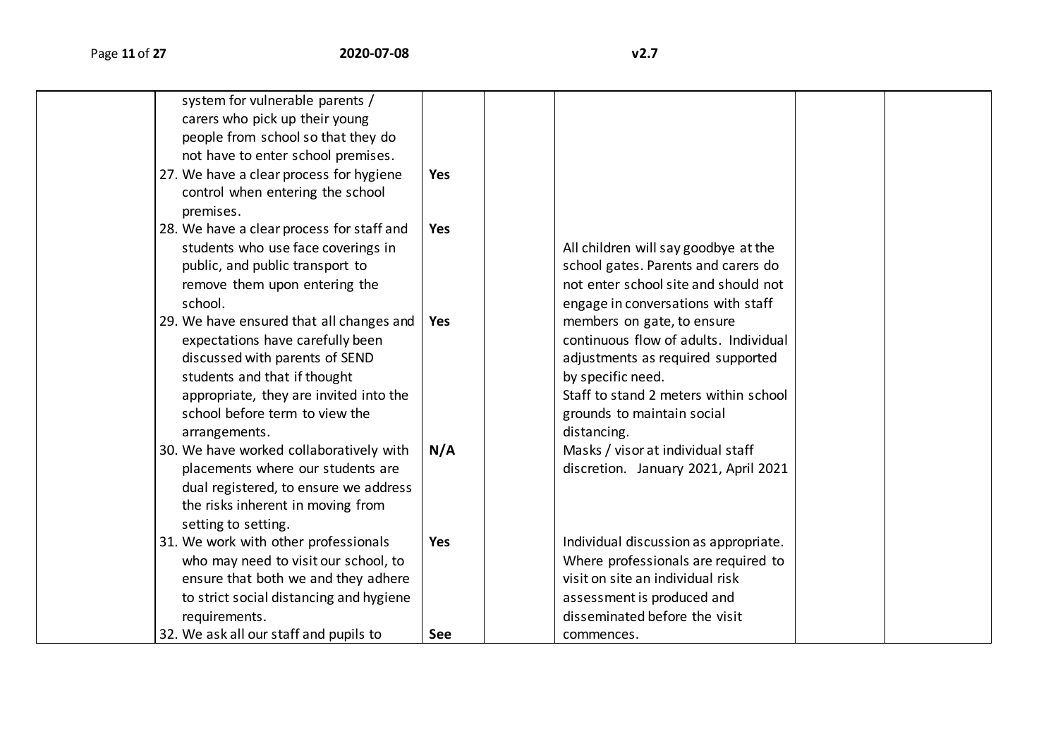| | | | | | | |
|---|---|---|---|---|---|---|
| | system for vulnerable parents / carers who pick up their young people from school so that they do not have to enter school premises.<br>27. We have a clear process for hygiene control when entering the school premises.<br>28. We have a clear process for staff and students who use face coverings in public, and public transport to remove them upon entering the school.<br>29. We have ensured that all changes and expectations have carefully been discussed with parents of SEND students and that if thought appropriate, they are invited into the school before term to view the arrangements.<br>30. We have worked collaboratively with placements where our students are dual registered, to ensure we address the risks inherent in moving from setting to setting.<br>31. We work with other professionals who may need to visit our school, to ensure that both we and they adhere to strict social distancing and hygiene requirements.<br>32. We ask all our staff and pupils to | <br><br><br><br>**Yes**<br><br><br>**Yes**<br><br><br><br><br>**Yes**<br><br><br><br><br><br>**N/A**<br><br><br><br><br>**Yes**<br><br><br><br><br>**See** | | <br><br><br><br><br><br><br>All children will say goodbye at the school gates. Parents and carers do not enter school site and should not engage in conversations with staff members on gate, to ensure continuous flow of adults. Individual adjustments as required supported by specific need.<br>Staff to stand 2 meters within school grounds to maintain social distancing.<br>Masks / visor at individual staff discretion. January 2021, April 2021<br><br><br><br>Individual discussion as appropriate. Where professionals are required to visit on site an individual risk assessment is produced and disseminated before the visit commences. | | |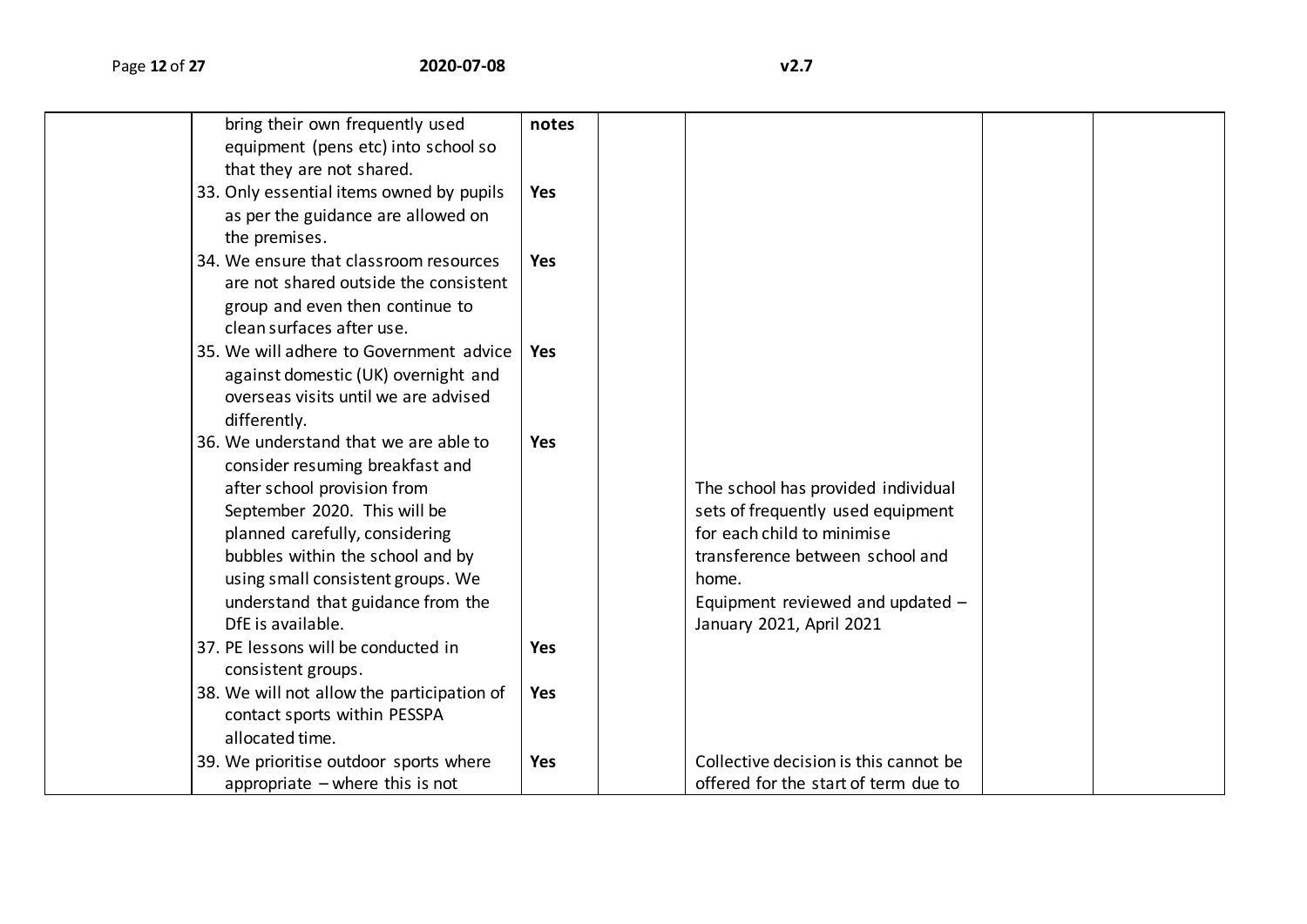| | | | | | | |
|---|---|---|---|---|---|---|
| | bring their own frequently used equipment (pens etc) into school so that they are not shared. | **notes** | | | | |
| | 33. Only essential items owned by pupils as per the guidance are allowed on the premises. | **Yes** | | | | |
| | 34. We ensure that classroom resources are not shared outside the consistent group and even then continue to clean surfaces after use. | **Yes** | | | | |
| | 35. We will adhere to Government advice against domestic (UK) overnight and overseas visits until we are advised differently. | **Yes** | | | | |
| | 36. We understand that we are able to consider resuming breakfast and after school provision from September 2020. This will be planned carefully, considering bubbles within the school and by using small consistent groups. We understand that guidance from the DfE is available. | **Yes** | | The school has provided individual sets of frequently used equipment for each child to minimise transference between school and home.<br>Equipment reviewed and updated – January 2021, April 2021 | | |
| | 37. PE lessons will be conducted in consistent groups. | **Yes** | | | | |
| | 38. We will not allow the participation of contact sports within PESSPA allocated time. | **Yes** | | | | |
| | 39. We prioritise outdoor sports where appropriate – where this is not | **Yes** | | Collective decision is this cannot be offered for the start of term due to | | |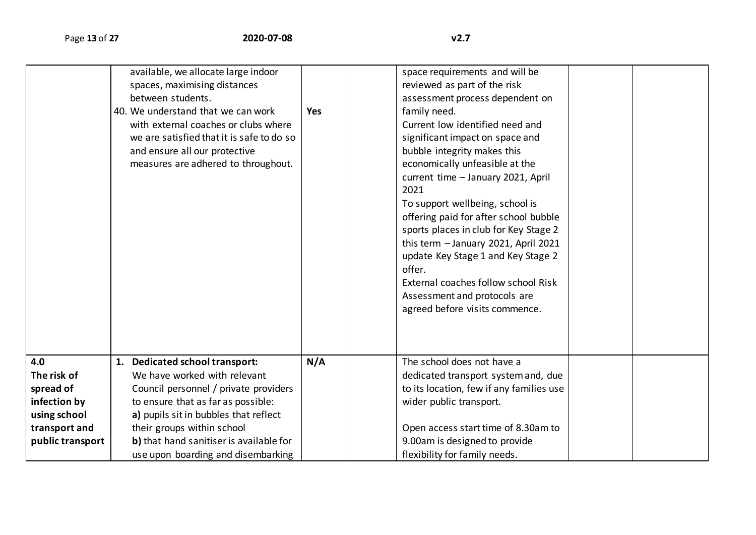| | | | | | | |
|---|---|---|---|---|---|---|
| | available, we allocate large indoor spaces, maximising distances between students.<br>40. We understand that we can work with external coaches or clubs where we are satisfied that it is safe to do so and ensure all our protective measures are adhered to throughout. | Yes | | space requirements and will be reviewed as part of the risk assessment process dependent on family need.<br>Current low identified need and significant impact on space and bubble integrity makes this economically unfeasible at the current time – January 2021, April 2021<br>To support wellbeing, school is offering paid for after school bubble sports places in club for Key Stage 2 this term – January 2021, April 2021 update Key Stage 1 and Key Stage 2 offer.<br>External coaches follow school Risk Assessment and protocols are agreed before visits commence. | | |
| **4.0 The risk of spread of infection by using school transport and public transport** | 1. **Dedicated school transport:** We have worked with relevant Council personnel / private providers to ensure that as far as possible:<br>**a)** pupils sit in bubbles that reflect their groups within school<br>**b)** that hand sanitiser is available for use upon boarding and disembarking | **N/A** | | The school does not have a dedicated transport system and, due to its location, few if any families use wider public transport.<br><br>Open access start time of 8.30am to 9.00am is designed to provide flexibility for family needs. | | |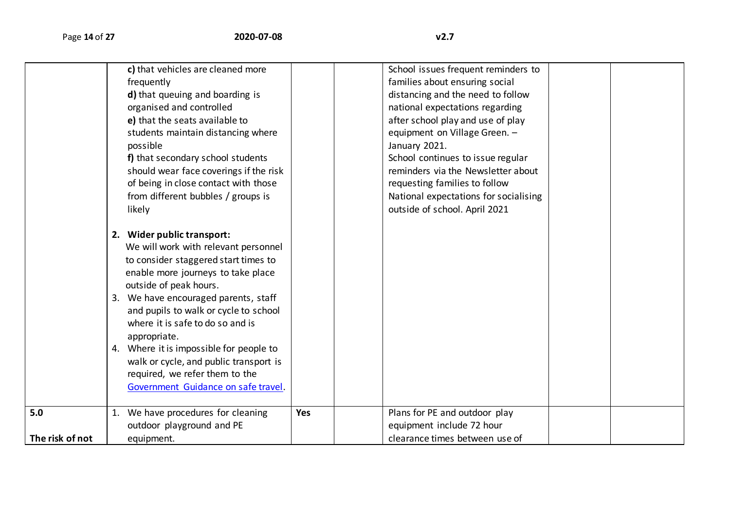| | | | | | | |
|---|---|---|---|---|---|---|
| | **c)** that vehicles are cleaned more frequently<br>**d)** that queuing and boarding is organised and controlled<br>**e)** that the seats available to students maintain distancing where possible<br>**f)** that secondary school students should wear face coverings if the risk of being in close contact with those from different bubbles / groups is likely<br><br>2. **Wider public transport:** We will work with relevant personnel to consider staggered start times to enable more journeys to take place outside of peak hours.<br>3. We have encouraged parents, staff and pupils to walk or cycle to school where it is safe to do so and is appropriate.<br>4. Where it is impossible for people to walk or cycle, and public transport is required, we refer them to the [Government Guidance on safe travel](). | | | School issues frequent reminders to families about ensuring social distancing and the need to follow national expectations regarding after school play and use of play equipment on Village Green. – January 2021.<br>School continues to issue regular reminders via the Newsletter about requesting families to follow National expectations for socialising outside of school. April 2021 | | |
| **5.0**<br><br>**The risk of not** | 1. We have procedures for cleaning outdoor playground and PE equipment. | **Yes** | | Plans for PE and outdoor play equipment include 72 hour clearance times between use of | | |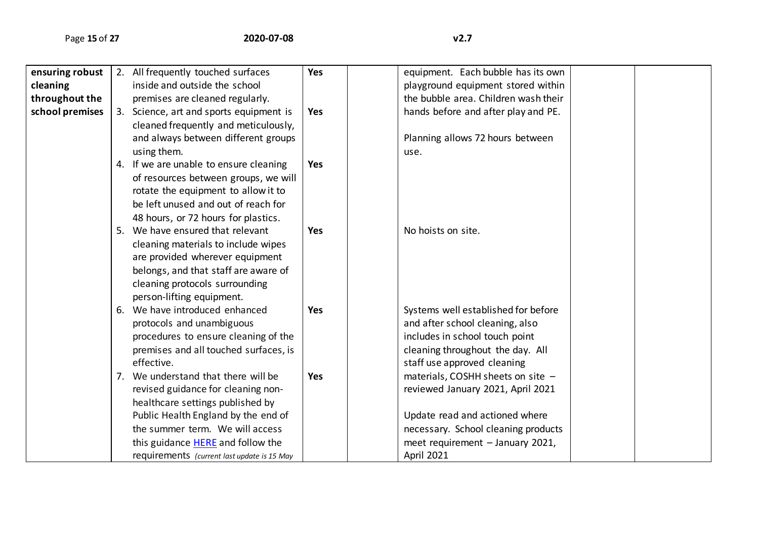| | | | | | | |
|---|---|---|---|---|---|---|
| **ensuring robust cleaning throughout the school premises** | 2. All frequently touched surfaces inside and outside the school premises are cleaned regularly. | **Yes** | | equipment. Each bubble has its own playground equipment stored within the bubble area. Children wash their hands before and after play and PE. | | |
| | 3. Science, art and sports equipment is cleaned frequently and meticulously, and always between different groups using them. | **Yes** | | Planning allows 72 hours between use. | | |
| | 4. If we are unable to ensure cleaning of resources between groups, we will rotate the equipment to allow it to be left unused and out of reach for 48 hours, or 72 hours for plastics. | **Yes** | | | | |
| | 5. We have ensured that relevant cleaning materials to include wipes are provided wherever equipment belongs, and that staff are aware of cleaning protocols surrounding person-lifting equipment. | **Yes** | | No hoists on site. | | |
| | 6. We have introduced enhanced protocols and unambiguous procedures to ensure cleaning of the premises and all touched surfaces, is effective. | **Yes** | | Systems well established for before and after school cleaning, also includes in school touch point cleaning throughout the day. All staff use approved cleaning materials, COSHH sheets on site – reviewed January 2021, April 2021 | | |
| | 7. We understand that there will be revised guidance for cleaning non-healthcare settings published by Public Health England by the end of the summer term. We will access this guidance HERE and follow the requirements *(current last update is 15 May* | **Yes** | | Update read and actioned where necessary. School cleaning products meet requirement – January 2021, April 2021 | | |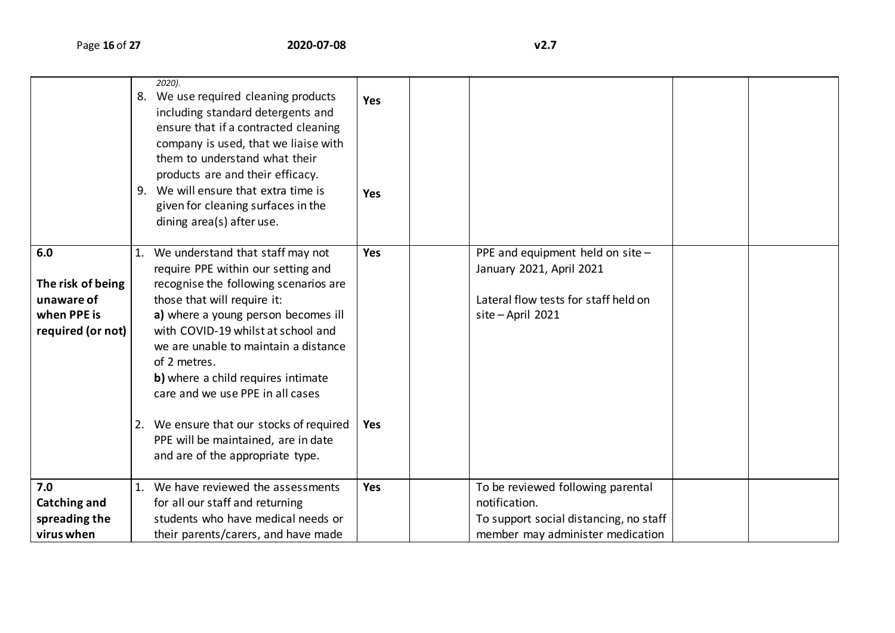| | | | | | | |
|---|---|---|---|---|---|---|
| | *2020).*<br>8. We use required cleaning products including standard detergents and ensure that if a contracted cleaning company is used, that we liaise with them to understand what their products are and their efficacy.<br>9. We will ensure that extra time is given for cleaning surfaces in the dining area(s) after use. | **Yes**<br><br><br><br><br>**Yes** | | | | |
| **6.0**<br><br>**The risk of being unaware of when PPE is required (or not)** | 1. We understand that staff may not require PPE within our setting and recognise the following scenarios are those that will require it:<br>**a)** where a young person becomes ill with COVID-19 whilst at school and we are unable to maintain a distance of 2 metres.<br>**b)** where a child requires intimate care and we use PPE in all cases<br><br>2. We ensure that our stocks of required PPE will be maintained, are in date and are of the appropriate type. | **Yes**<br><br><br><br><br><br><br><br><br>**Yes** | | PPE and equipment held on site – January 2021, April 2021<br><br>Lateral flow tests for staff held on site – April 2021 | | |
| **7.0**<br>**Catching and spreading the virus when** | 1. We have reviewed the assessments for all our staff and returning students who have medical needs or their parents/carers, and have made | **Yes** | | To be reviewed following parental notification.<br>To support social distancing, no staff member may administer medication | | |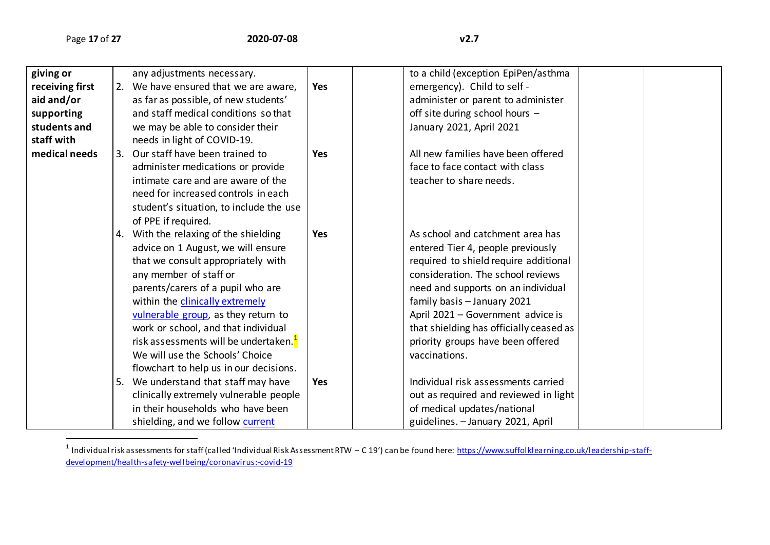| | | | | | | |
|---|---|---|---|---|---|---|
| **giving or receiving first aid and/or supporting students and staff with medical needs** | any adjustments necessary. | | | to a child (exception EpiPen/asthma emergency). Child to self - administer or parent to administer off site during school hours – January 2021, April 2021 | | |
| | 2. We have ensured that we are aware, as far as possible, of new students' and staff medical conditions so that we may be able to consider their needs in light of COVID-19. | **Yes** | | | | |
| | 3. Our staff have been trained to administer medications or provide intimate care and are aware of the need for increased controls in each student's situation, to include the use of PPE if required. | **Yes** | | All new families have been offered face to face contact with class teacher to share needs. | | |
| | 4. With the relaxing of the shielding advice on 1 August, we will ensure that we consult appropriately with any member of staff or parents/carers of a pupil who are within the [clinically extremely vulnerable group](), as they return to work or school, and that individual risk assessments will be undertaken.[1] We will use the Schools' Choice flowchart to help us in our decisions. | **Yes** | | As school and catchment area has entered Tier 4, people previously required to shield require additional consideration. The school reviews need and supports on an individual family basis – January 2021<br>April 2021 – Government advice is that shielding has officially ceased as priority groups have been offered vaccinations. | | |
| | 5. We understand that staff may have clinically extremely vulnerable people in their households who have been shielding, and we follow [current]() | **Yes** | | Individual risk assessments carried out as required and reviewed in light of medical updates/national guidelines. – January 2021, April | | |

[1] Individual risk assessments for staff (called 'Individual Risk Assessment RTW – C 19') can be found here: https://www.suffolklearning.co.uk/leadership-staff-development/health-safety-wellbeing/coronavirus:-covid-19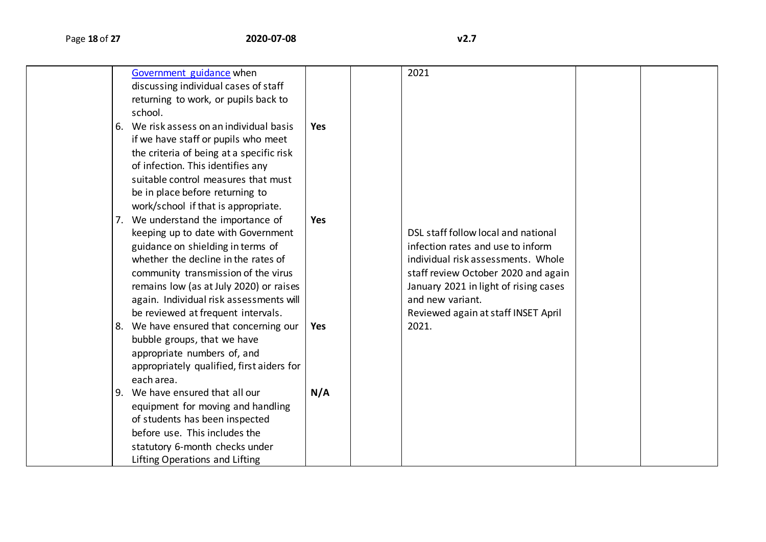|  | [Government guidance](#) when discussing individual cases of staff returning to work, or pupils back to school.<br>6. We risk assess on an individual basis if we have staff or pupils who meet the criteria of being at a specific risk of infection. This identifies any suitable control measures that must be in place before returning to work/school if that is appropriate.<br>7. We understand the importance of keeping up to date with Government guidance on shielding in terms of whether the decline in the rates of community transmission of the virus remains low (as at July 2020) or raises again. Individual risk assessments will be reviewed at frequent intervals.<br>8. We have ensured that concerning our bubble groups, that we have appropriate numbers of, and appropriately qualified, first aiders for each area.<br>9. We have ensured that all our equipment for moving and handling of students has been inspected before use. This includes the statutory 6-month checks under Lifting Operations and Lifting | <br><br><br><br>**Yes**<br><br><br><br><br><br><br>**Yes**<br><br><br><br><br><br><br><br>**Yes**<br><br><br><br>**N/A** |  | 2021<br><br><br><br><br><br><br><br><br><br><br><br>DSL staff follow local and national infection rates and use to inform individual risk assessments. Whole staff review October 2020 and again January 2021 in light of rising cases and new variant.<br>Reviewed again at staff INSET April 2021. |  |  |
|---|---|---|---|---|---|---|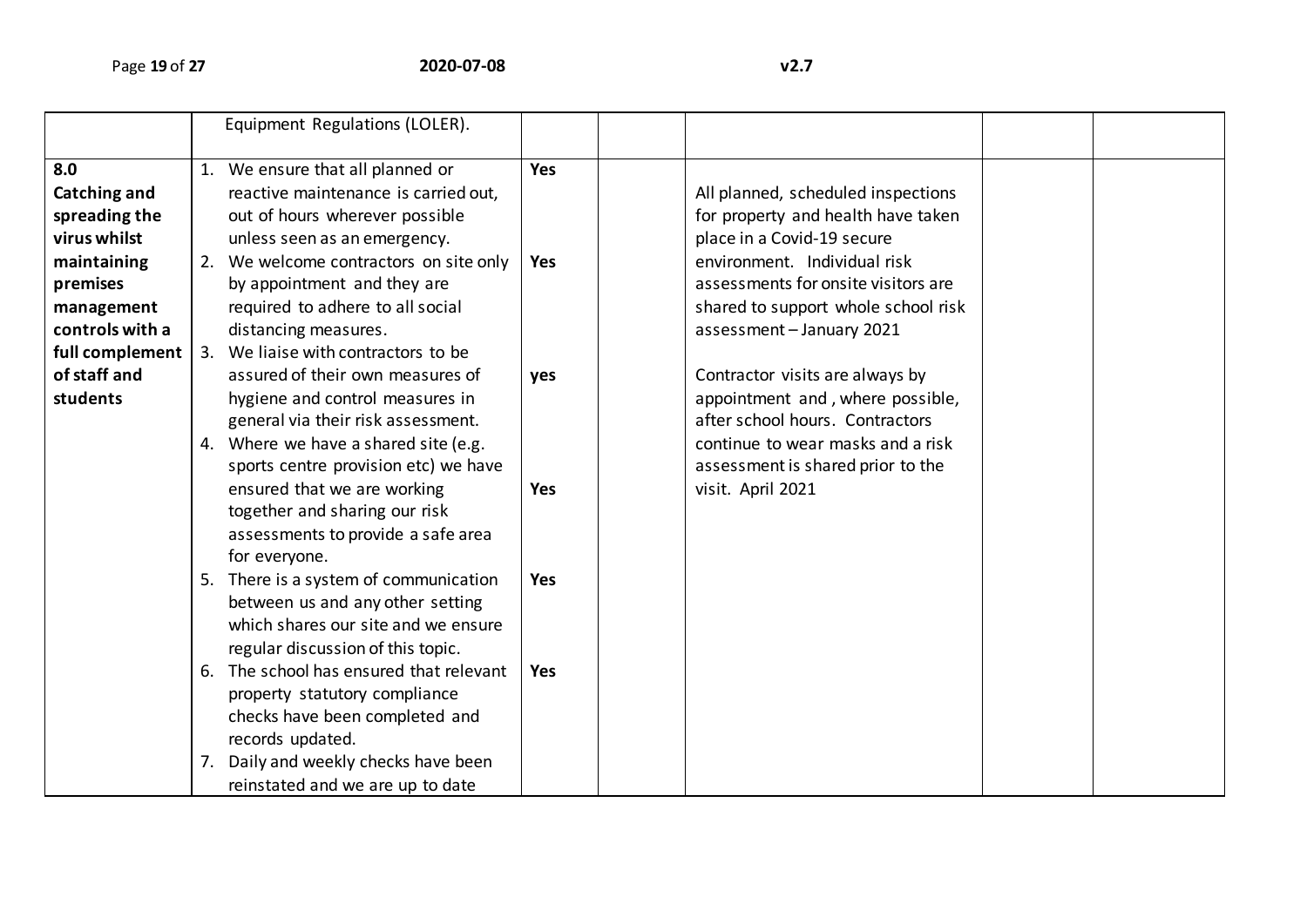| | Equipment Regulations (LOLER). | | | | | |
|---|---|---|---|---|---|---|
| **8.0 Catching and spreading the virus whilst maintaining premises management controls with a full complement of staff and students** | 1. We ensure that all planned or reactive maintenance is carried out, out of hours wherever possible unless seen as an emergency.<br>2. We welcome contractors on site only by appointment and they are required to adhere to all social distancing measures.<br>3. We liaise with contractors to be assured of their own measures of hygiene and control measures in general via their risk assessment.<br>4. Where we have a shared site (e.g. sports centre provision etc) we have ensured that we are working together and sharing our risk assessments to provide a safe area for everyone.<br>5. There is a system of communication between us and any other setting which shares our site and we ensure regular discussion of this topic.<br>6. The school has ensured that relevant property statutory compliance checks have been completed and records updated.<br>7. Daily and weekly checks have been reinstated and we are up to date | **Yes**<br><br>**Yes**<br><br>**yes**<br><br>**Yes**<br><br>**Yes**<br><br>**Yes** | | All planned, scheduled inspections for property and health have taken place in a Covid-19 secure environment. Individual risk assessments for onsite visitors are shared to support whole school risk assessment – January 2021<br><br>Contractor visits are always by appointment and , where possible, after school hours. Contractors continue to wear masks and a risk assessment is shared prior to the visit. April 2021 | | |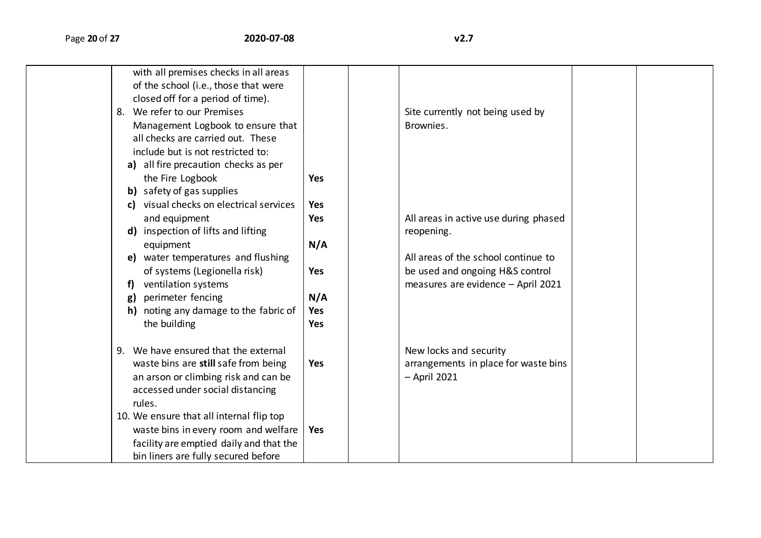| | | | | | | |
|---|---|---|---|---|---|---|
| | with all premises checks in all areas of the school (i.e., those that were closed off for a period of time).<br>8. We refer to our Premises Management Logbook to ensure that all checks are carried out. These include but is not restricted to:<br>**a)** all fire precaution checks as per the Fire Logbook<br>**b)** safety of gas supplies<br>**c)** visual checks on electrical services and equipment<br>**d)** inspection of lifts and lifting equipment<br>**e)** water temperatures and flushing of systems (Legionella risk)<br>**f)** ventilation systems<br>**g)** perimeter fencing<br>**h)** noting any damage to the fabric of the building | **Yes**<br>**Yes**<br>**Yes**<br>**N/A**<br>**Yes**<br>**N/A**<br>**Yes**<br>**Yes** | | Site currently not being used by Brownies.<br><br>All areas in active use during phased reopening.<br><br>All areas of the school continue to be used and ongoing H&S control measures are evidence – April 2021 | | |
| | 9. We have ensured that the external waste bins are **still** safe from being an arson or climbing risk and can be accessed under social distancing rules. | **Yes** | | New locks and security arrangements in place for waste bins – April 2021 | | |
| | 10. We ensure that all internal flip top waste bins in every room and welfare facility are emptied daily and that the bin liners are fully secured before | **Yes** | | | | |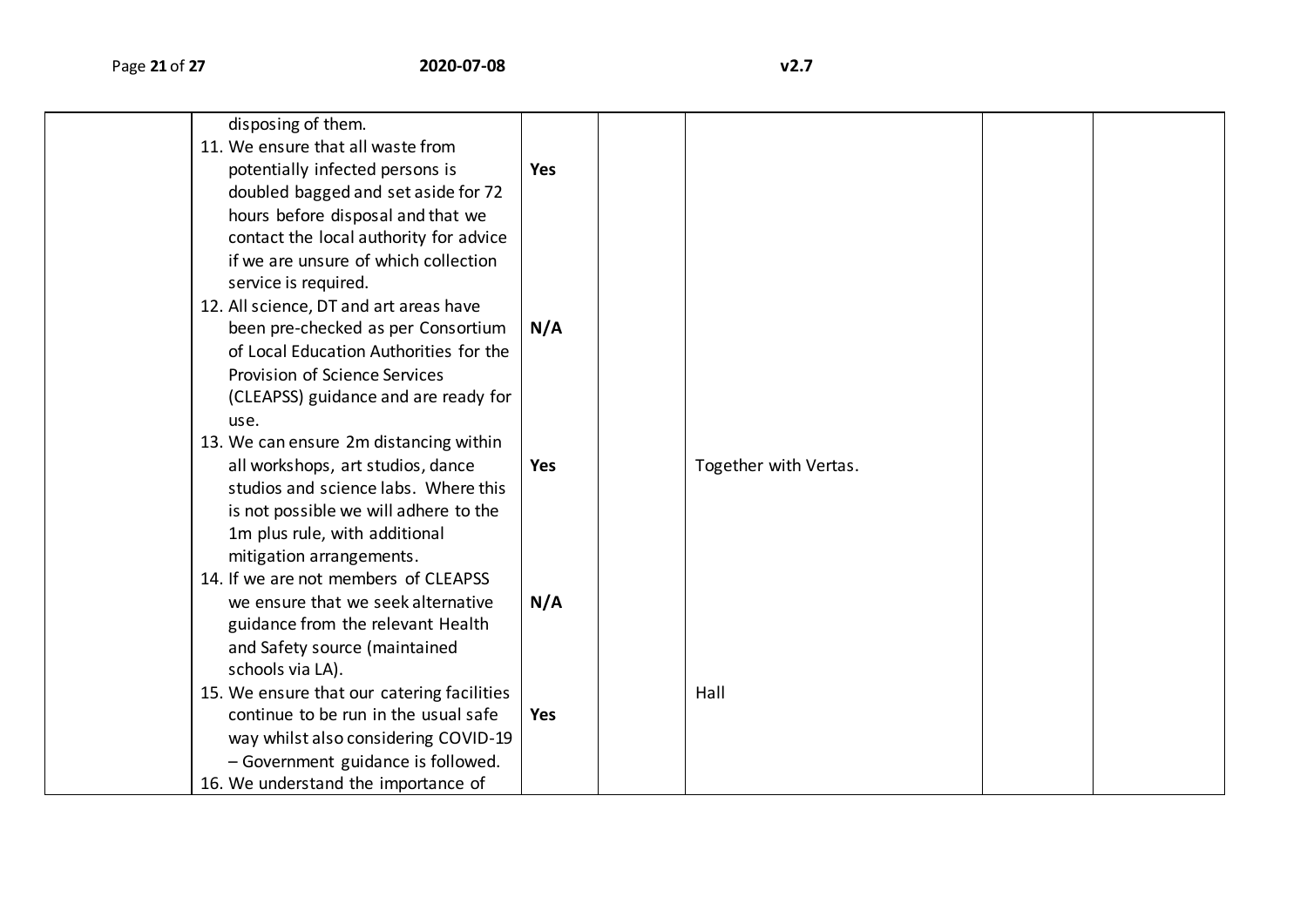| | | | | | | |
|---|---|---|---|---|---|---|
| | disposing of them.<br>11. We ensure that all waste from potentially infected persons is doubled bagged and set aside for 72 hours before disposal and that we contact the local authority for advice if we are unsure of which collection service is required.<br>12. All science, DT and art areas have been pre-checked as per Consortium of Local Education Authorities for the Provision of Science Services (CLEAPSS) guidance and are ready for use.<br>13. We can ensure 2m distancing within all workshops, art studios, dance studios and science labs. Where this is not possible we will adhere to the 1m plus rule, with additional mitigation arrangements.<br>14. If we are not members of CLEAPSS we ensure that we seek alternative guidance from the relevant Health and Safety source (maintained schools via LA).<br>15. We ensure that our catering facilities continue to be run in the usual safe way whilst also considering COVID-19 – Government guidance is followed.<br>16. We understand the importance of | **Yes**<br><br>**N/A**<br><br>**Yes**<br><br>**N/A**<br><br>**Yes** | | Together with Vertas.<br><br>Hall | | |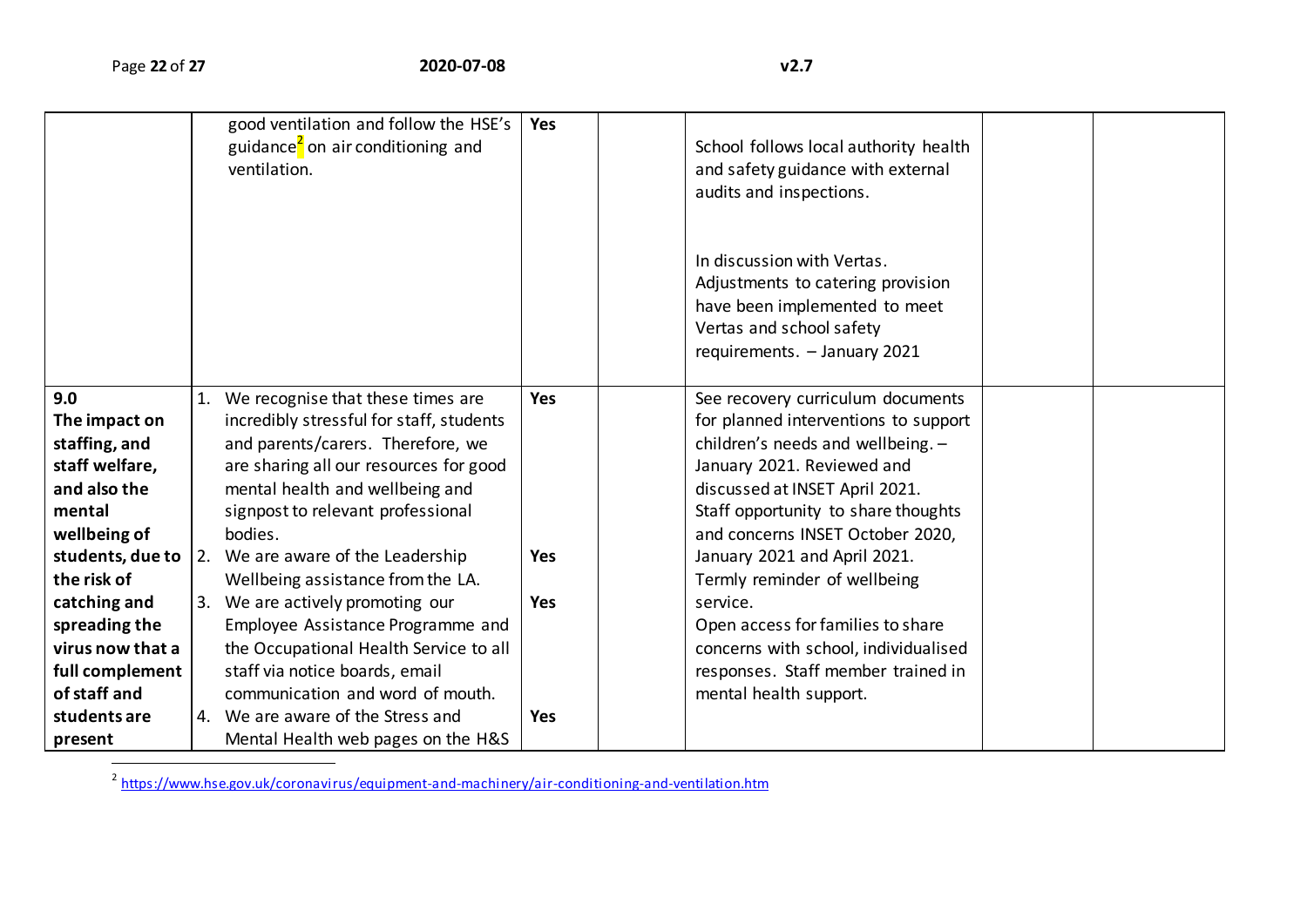|  |  |  |  |  |  |  |
|---|---|---|---|---|---|---|
|  | good ventilation and follow the HSE's guidance[2] on air conditioning and ventilation. | **Yes** |  | School follows local authority health and safety guidance with external audits and inspections.<br><br>In discussion with Vertas. Adjustments to catering provision have been implemented to meet Vertas and school safety requirements. – January 2021 |  |  |
| **9.0**<br>**The impact on staffing, and staff welfare, and also the mental wellbeing of students, due to the risk of catching and spreading the virus now that a full complement of staff and students are present** | 1. We recognise that these times are incredibly stressful for staff, students and parents/carers. Therefore, we are sharing all our resources for good mental health and wellbeing and signpost to relevant professional bodies.<br>2. We are aware of the Leadership Wellbeing assistance from the LA.<br>3. We are actively promoting our Employee Assistance Programme and the Occupational Health Service to all staff via notice boards, email communication and word of mouth.<br>4. We are aware of the Stress and Mental Health web pages on the H&S | **Yes**<br><br><br><br><br>**Yes**<br><br>**Yes**<br><br><br><br><br>**Yes** |  | See recovery curriculum documents for planned interventions to support children's needs and wellbeing. – January 2021. Reviewed and discussed at INSET April 2021.<br>Staff opportunity to share thoughts and concerns INSET October 2020, January 2021 and April 2021.<br>Termly reminder of wellbeing service.<br>Open access for families to share concerns with school, individualised responses. Staff member trained in mental health support. |  |  |

[2] https://www.hse.gov.uk/coronavirus/equipment-and-machinery/air-conditioning-and-ventilation.htm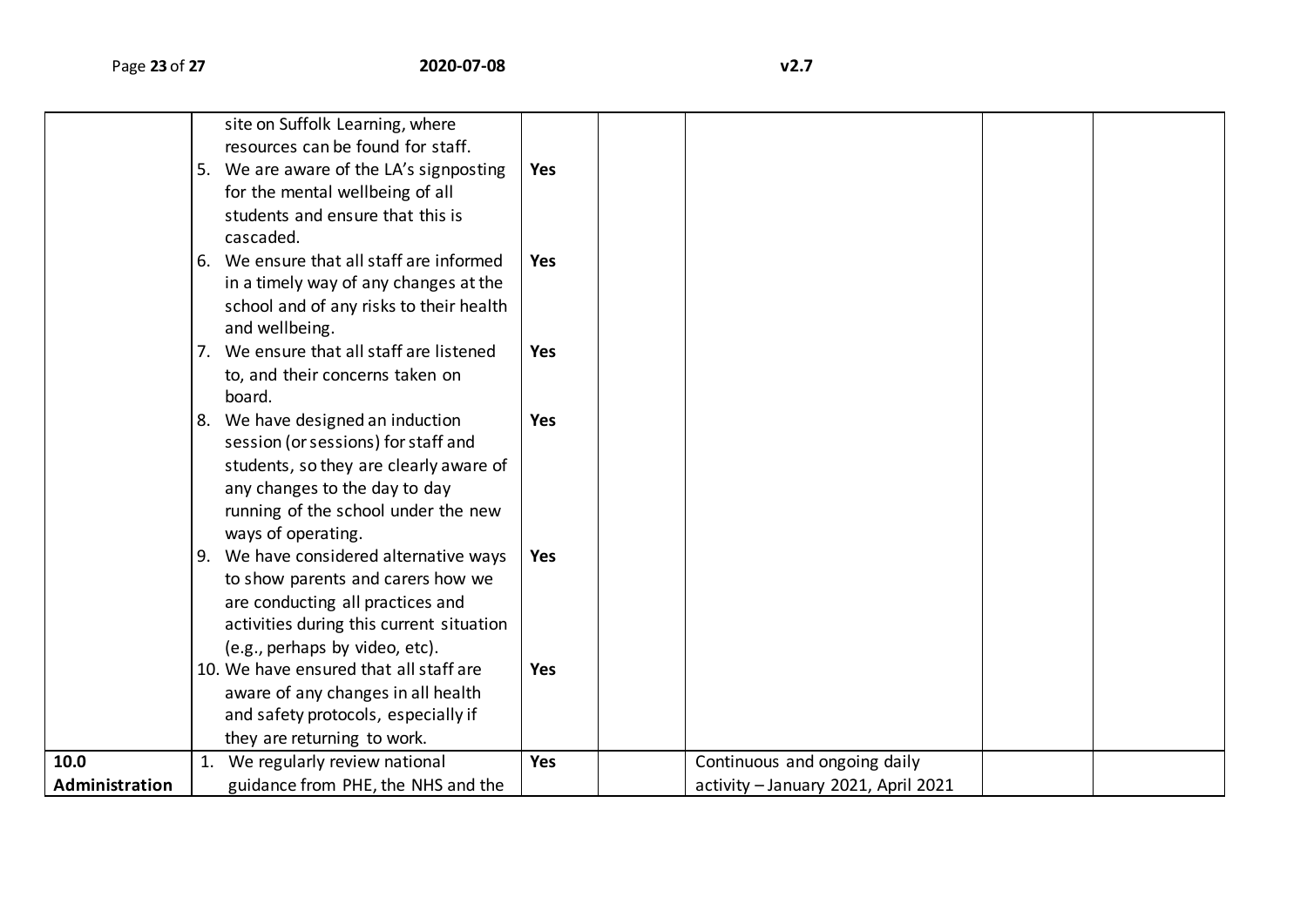| | | | | | | |
|---|---|---|---|---|---|---|
| | site on Suffolk Learning, where resources can be found for staff.<br>5. We are aware of the LA's signposting for the mental wellbeing of all students and ensure that this is cascaded.<br>6. We ensure that all staff are informed in a timely way of any changes at the school and of any risks to their health and wellbeing.<br>7. We ensure that all staff are listened to, and their concerns taken on board.<br>8. We have designed an induction session (or sessions) for staff and students, so they are clearly aware of any changes to the day to day running of the school under the new ways of operating.<br>9. We have considered alternative ways to show parents and carers how we are conducting all practices and activities during this current situation (e.g., perhaps by video, etc).<br>10. We have ensured that all staff are aware of any changes in all health and safety protocols, especially if they are returning to work. | <br>**Yes**<br><br><br><br>**Yes**<br><br><br><br>**Yes**<br><br><br>**Yes**<br><br><br><br><br><br>**Yes**<br><br><br><br><br>**Yes** | | | | |
| **10.0 Administration** | 1. We regularly review national guidance from PHE, the NHS and the | **Yes** | | Continuous and ongoing daily activity – January 2021, April 2021 | | |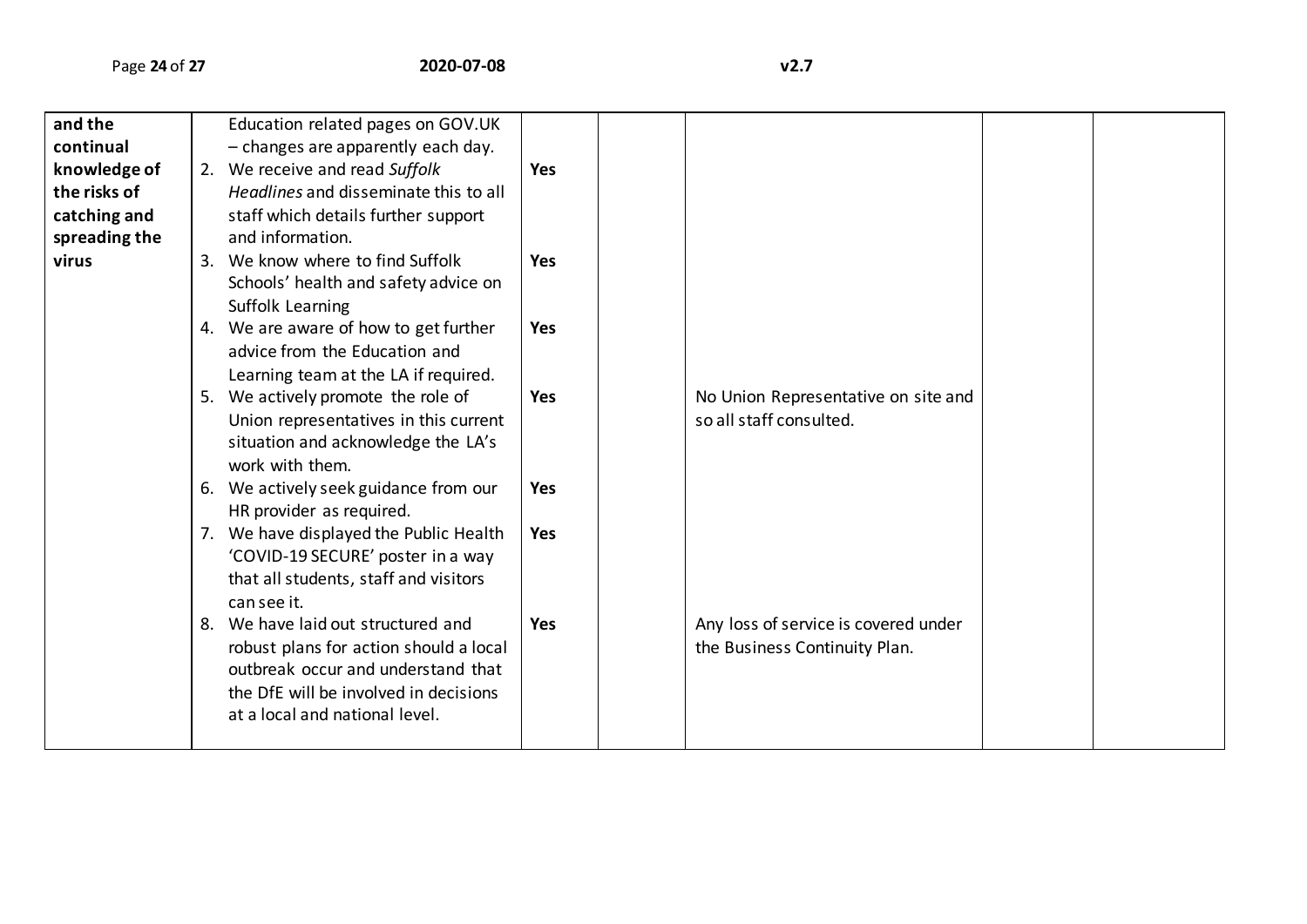| | | | | | | |
|---|---|---|---|---|---|---|
| **and the continual knowledge of the risks of catching and spreading the virus** | Education related pages on GOV.UK – changes are apparently each day. | | | | | |
| | 2. We receive and read *Suffolk Headlines* and disseminate this to all staff which details further support and information. | **Yes** | | | | |
| | 3. We know where to find Suffolk Schools' health and safety advice on Suffolk Learning | **Yes** | | | | |
| | 4. We are aware of how to get further advice from the Education and Learning team at the LA if required. | **Yes** | | | | |
| | 5. We actively promote the role of Union representatives in this current situation and acknowledge the LA's work with them. | **Yes** | | No Union Representative on site and so all staff consulted. | | |
| | 6. We actively seek guidance from our HR provider as required. | **Yes** | | | | |
| | 7. We have displayed the Public Health 'COVID-19 SECURE' poster in a way that all students, staff and visitors can see it. | **Yes** | | | | |
| | 8. We have laid out structured and robust plans for action should a local outbreak occur and understand that the DfE will be involved in decisions at a local and national level. | **Yes** | | Any loss of service is covered under the Business Continuity Plan. | | |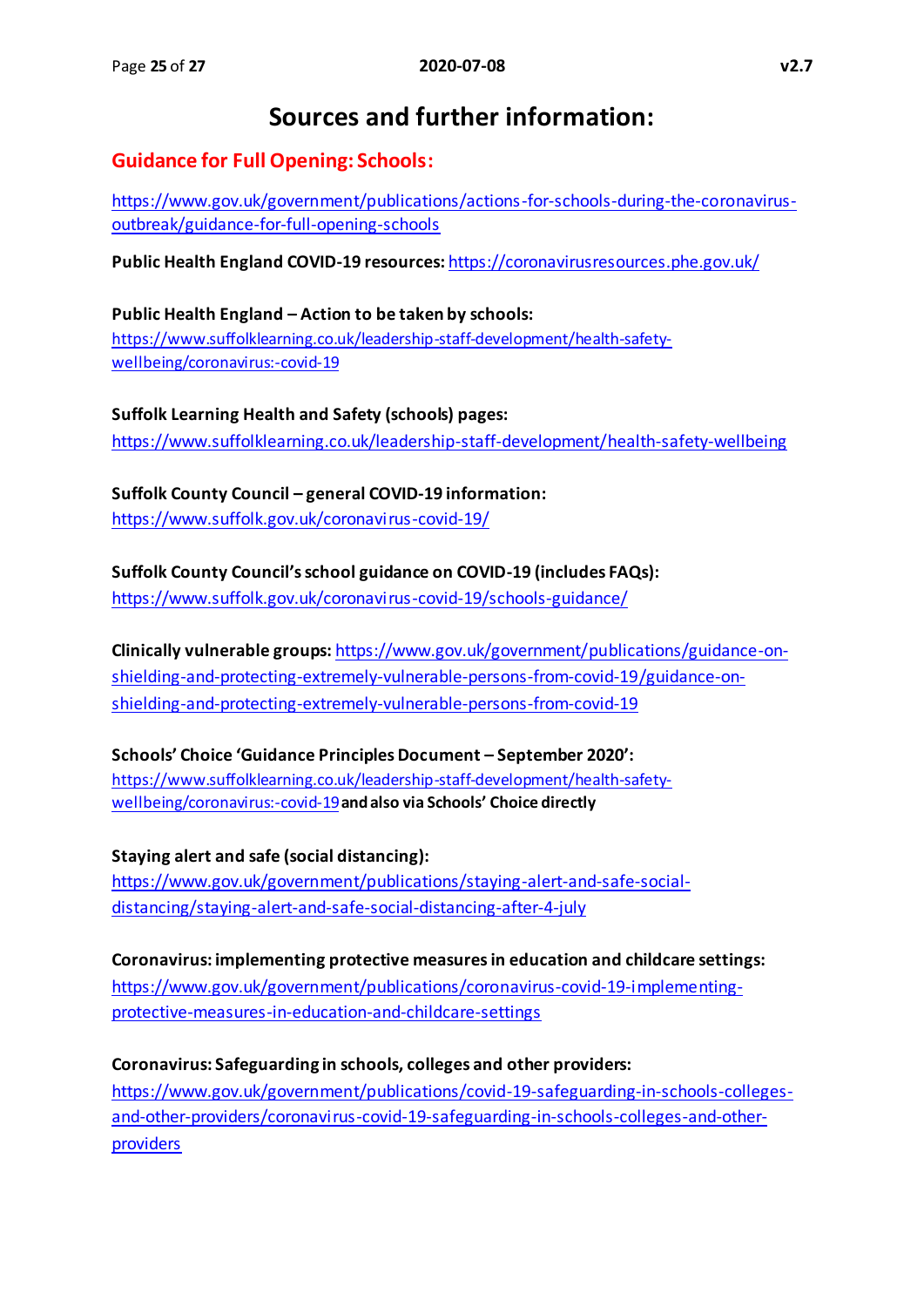# Sources and further information:

## Guidance for Full Opening: Schools:

https://www.gov.uk/government/publications/actions-for-schools-during-the-coronavirus-outbreak/guidance-for-full-opening-schools

**Public Health England COVID-19 resources:** https://coronavirusresources.phe.gov.uk/

**Public Health England – Action to be taken by schools:**
https://www.suffolklearning.co.uk/leadership-staff-development/health-safety-wellbeing/coronavirus:-covid-19

**Suffolk Learning Health and Safety (schools) pages:**
https://www.suffolklearning.co.uk/leadership-staff-development/health-safety-wellbeing

**Suffolk County Council – general COVID-19 information:**
https://www.suffolk.gov.uk/coronavirus-covid-19/

**Suffolk County Council's school guidance on COVID-19 (includes FAQs):**
https://www.suffolk.gov.uk/coronavirus-covid-19/schools-guidance/

**Clinically vulnerable groups:** https://www.gov.uk/government/publications/guidance-on-shielding-and-protecting-extremely-vulnerable-persons-from-covid-19/guidance-on-shielding-and-protecting-extremely-vulnerable-persons-from-covid-19

**Schools' Choice 'Guidance Principles Document – September 2020':**
https://www.suffolklearning.co.uk/leadership-staff-development/health-safety-wellbeing/coronavirus:-covid-19 **and also via Schools' Choice directly**

**Staying alert and safe (social distancing):**
https://www.gov.uk/government/publications/staying-alert-and-safe-social-distancing/staying-alert-and-safe-social-distancing-after-4-july

**Coronavirus: implementing protective measures in education and childcare settings:**
https://www.gov.uk/government/publications/coronavirus-covid-19-implementing-protective-measures-in-education-and-childcare-settings

**Coronavirus: Safeguarding in schools, colleges and other providers:**
https://www.gov.uk/government/publications/covid-19-safeguarding-in-schools-colleges-and-other-providers/coronavirus-covid-19-safeguarding-in-schools-colleges-and-other-providers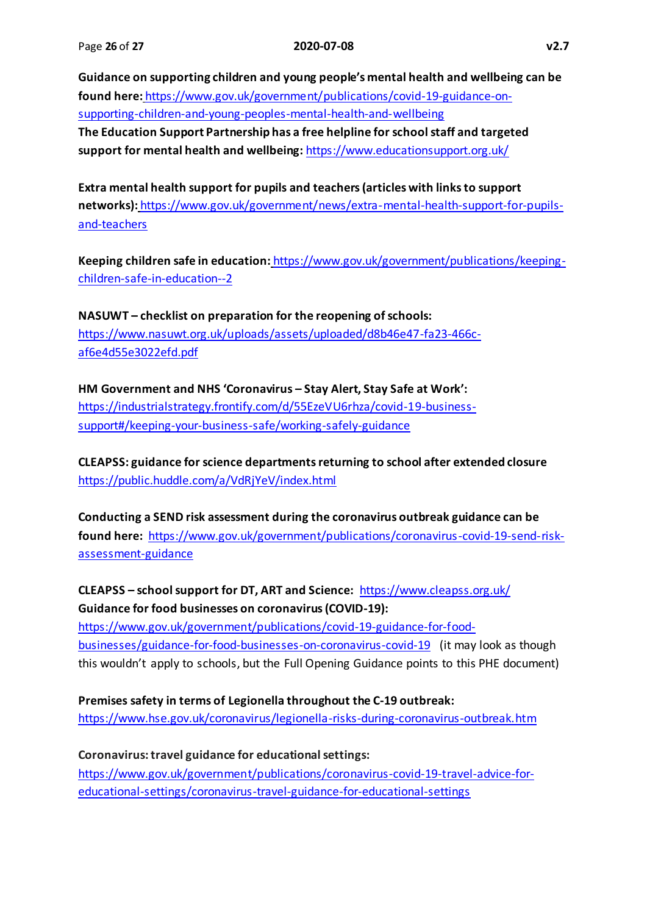**Guidance on supporting children and young people's mental health and wellbeing can be found here:** https://www.gov.uk/government/publications/covid-19-guidance-on-supporting-children-and-young-peoples-mental-health-and-wellbeing
**The Education Support Partnership has a free helpline for school staff and targeted support for mental health and wellbeing:** https://www.educationsupport.org.uk/

**Extra mental health support for pupils and teachers (articles with links to support networks):** https://www.gov.uk/government/news/extra-mental-health-support-for-pupils-and-teachers

**Keeping children safe in education:** https://www.gov.uk/government/publications/keeping-children-safe-in-education--2

**NASUWT – checklist on preparation for the reopening of schools:**
https://www.nasuwt.org.uk/uploads/assets/uploaded/d8b46e47-fa23-466c-af6e4d55e3022efd.pdf

**HM Government and NHS 'Coronavirus – Stay Alert, Stay Safe at Work':**
https://industrialstrategy.frontify.com/d/55EzeVU6rhza/covid-19-business-support#/keeping-your-business-safe/working-safely-guidance

**CLEAPSS: guidance for science departments returning to school after extended closure**
https://public.huddle.com/a/VdRjYeV/index.html

**Conducting a SEND risk assessment during the coronavirus outbreak guidance can be found here:** https://www.gov.uk/government/publications/coronavirus-covid-19-send-risk-assessment-guidance

**CLEAPSS – school support for DT, ART and Science:** https://www.cleapss.org.uk/
**Guidance for food businesses on coronavirus (COVID-19):**
https://www.gov.uk/government/publications/covid-19-guidance-for-food-businesses/guidance-for-food-businesses-on-coronavirus-covid-19 (it may look as though this wouldn't apply to schools, but the Full Opening Guidance points to this PHE document)

**Premises safety in terms of Legionella throughout the C-19 outbreak:**
https://www.hse.gov.uk/coronavirus/legionella-risks-during-coronavirus-outbreak.htm

**Coronavirus: travel guidance for educational settings:**
https://www.gov.uk/government/publications/coronavirus-covid-19-travel-advice-for-educational-settings/coronavirus-travel-guidance-for-educational-settings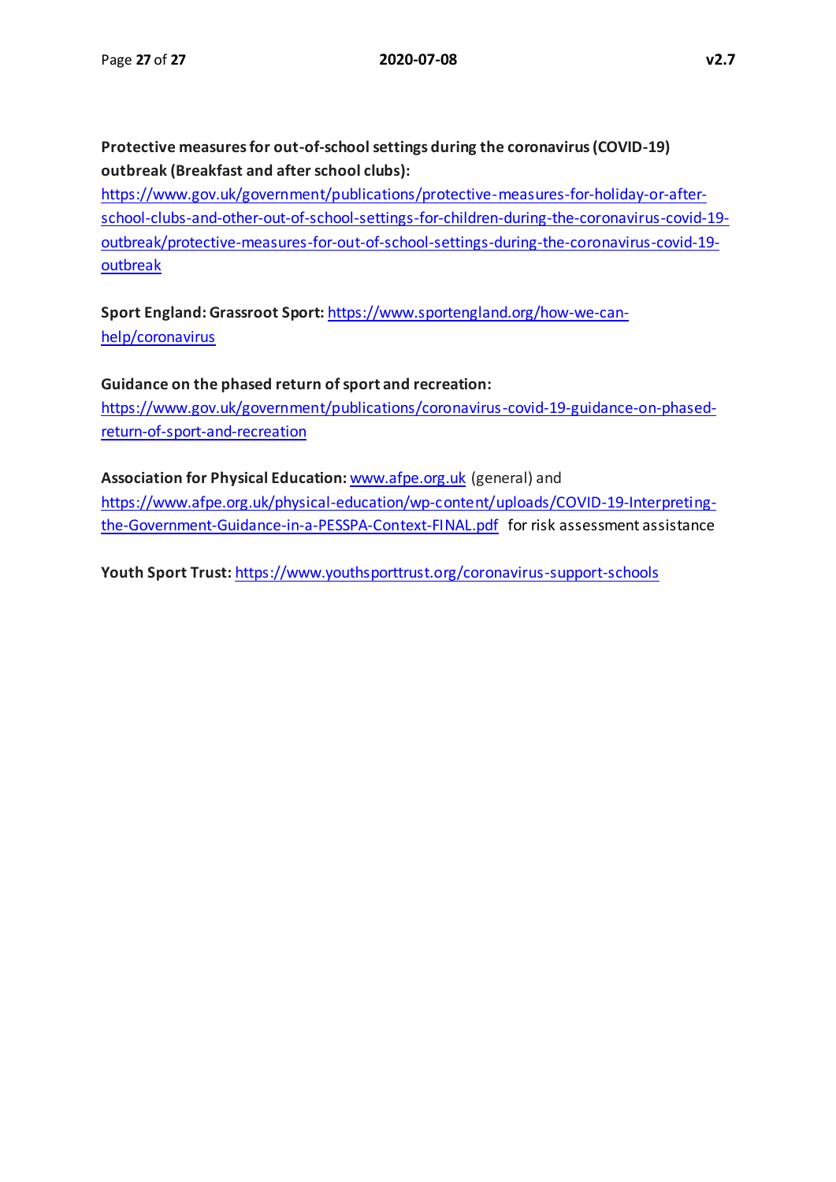**Protective measures for out-of-school settings during the coronavirus (COVID-19) outbreak (Breakfast and after school clubs):** https://www.gov.uk/government/publications/protective-measures-for-holiday-or-after-school-clubs-and-other-out-of-school-settings-for-children-during-the-coronavirus-covid-19-outbreak/protective-measures-for-out-of-school-settings-during-the-coronavirus-covid-19-outbreak

**Sport England: Grassroot Sport:** https://www.sportengland.org/how-we-can-help/coronavirus

**Guidance on the phased return of sport and recreation:** https://www.gov.uk/government/publications/coronavirus-covid-19-guidance-on-phased-return-of-sport-and-recreation

**Association for Physical Education:** www.afpe.org.uk (general) and https://www.afpe.org.uk/physical-education/wp-content/uploads/COVID-19-Interpreting-the-Government-Guidance-in-a-PESSPA-Context-FINAL.pdf for risk assessment assistance

**Youth Sport Trust:** https://www.youthsporttrust.org/coronavirus-support-schools